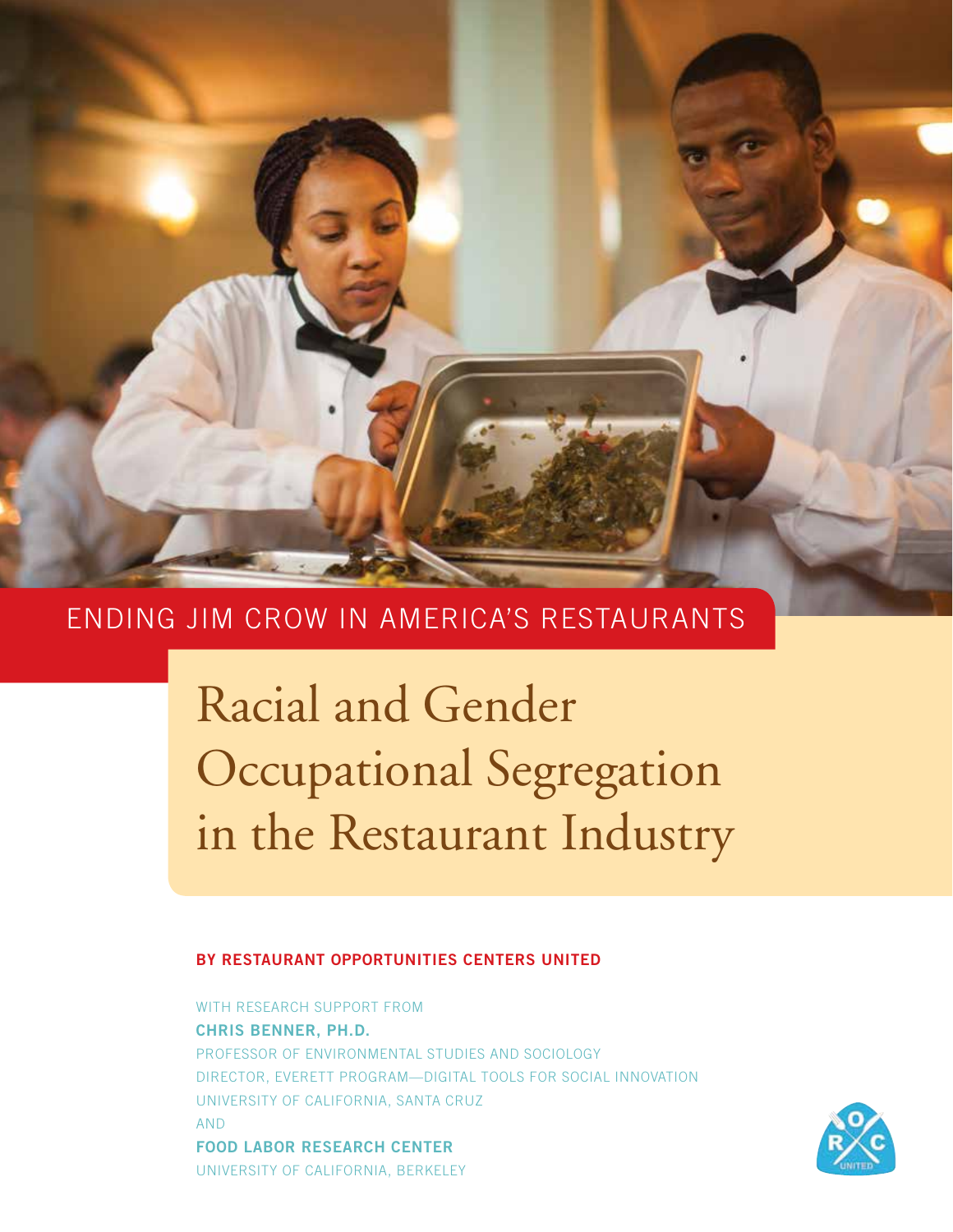ENDING JIM CROW IN AMERICA'S RESTAURANTS

# Racial and Gender Occupational Segregation in the Restaurant Industry

**BY RESTAURANT OPPORTUNITIES CENTERS UNITED**

WITH RESEARCH SUPPORT FROM
**CHRIS BENNER, PH.D.**
PROFESSOR OF ENVIRONMENTAL STUDIES AND SOCIOLOGY
DIRECTOR, EVERETT PROGRAM—DIGITAL TOOLS FOR SOCIAL INNOVATION
UNIVERSITY OF CALIFORNIA, SANTA CRUZ
AND
**FOOD LABOR RESEARCH CENTER**
UNIVERSITY OF CALIFORNIA, BERKELEY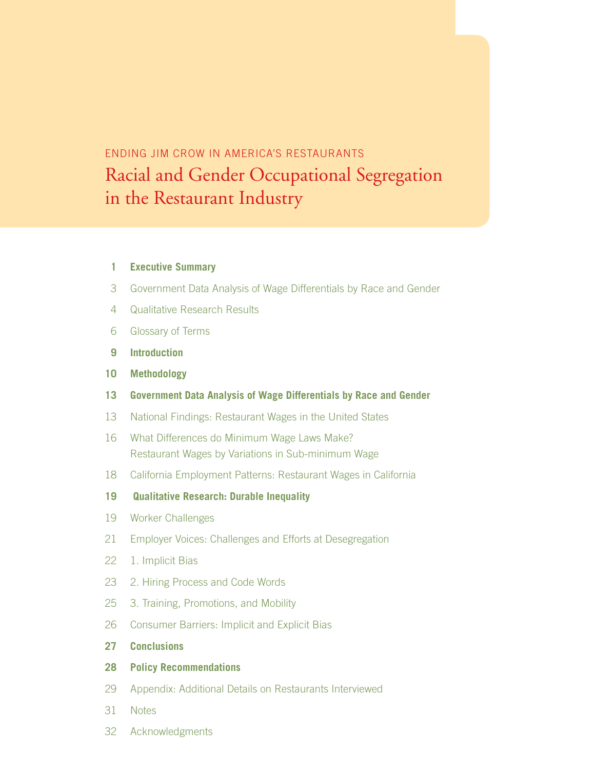ENDING JIM CROW IN AMERICA'S RESTAURANTS

# Racial and Gender Occupational Segregation in the Restaurant Industry

**1 Executive Summary**

3 Government Data Analysis of Wage Differentials by Race and Gender

4 Qualitative Research Results

6 Glossary of Terms

**9 Introduction**

**10 Methodology**

**13 Government Data Analysis of Wage Differentials by Race and Gender**

13 National Findings: Restaurant Wages in the United States

16 What Differences do Minimum Wage Laws Make? Restaurant Wages by Variations in Sub-minimum Wage

18 California Employment Patterns: Restaurant Wages in California

**19 Qualitative Research: Durable Inequality**

19 Worker Challenges

21 Employer Voices: Challenges and Efforts at Desegregation

22 1. Implicit Bias

23 2. Hiring Process and Code Words

25 3. Training, Promotions, and Mobility

26 Consumer Barriers: Implicit and Explicit Bias

**27 Conclusions**

**28 Policy Recommendations**

29 Appendix: Additional Details on Restaurants Interviewed

31 Notes

32 Acknowledgments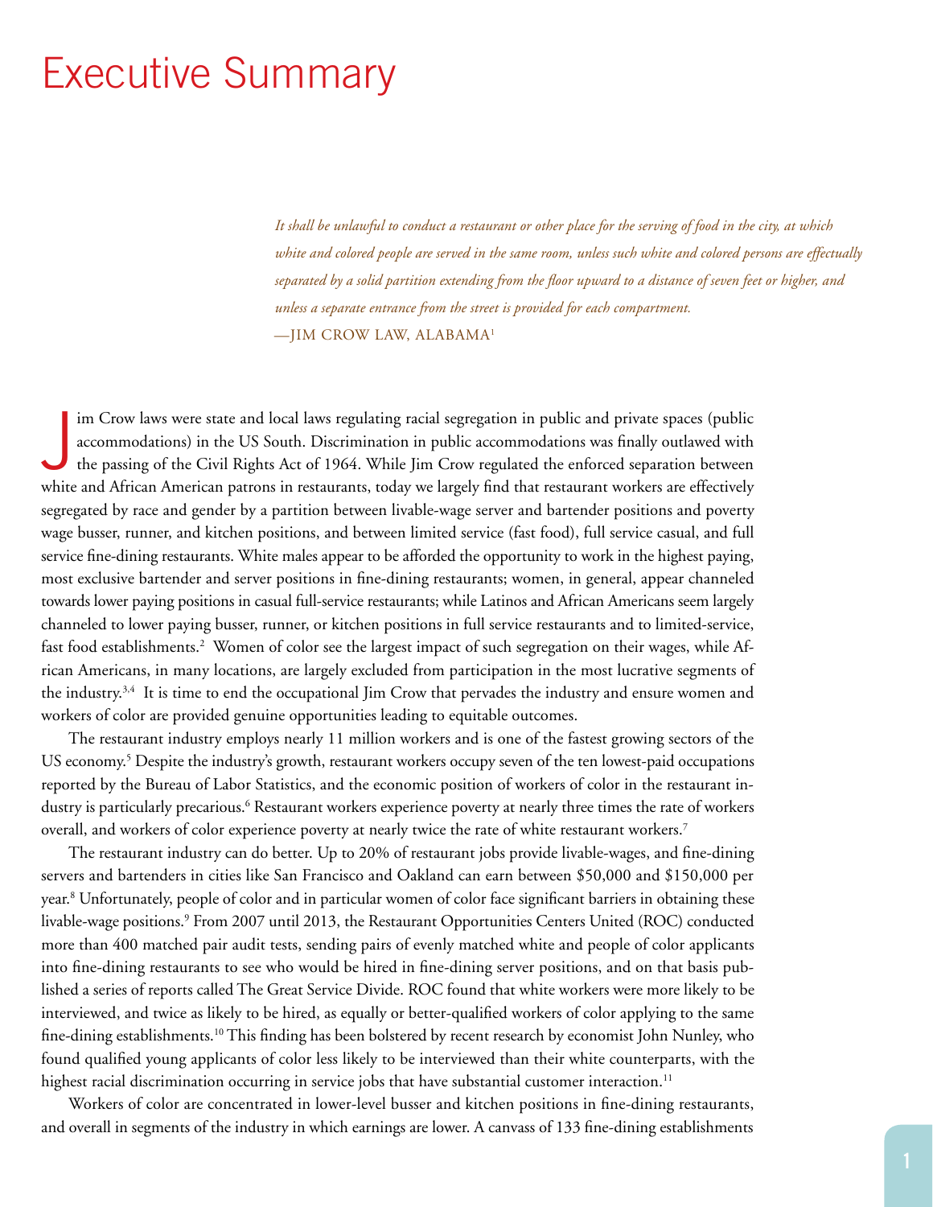# Executive Summary

*It shall be unlawful to conduct a restaurant or other place for the serving of food in the city, at which white and colored people are served in the same room, unless such white and colored persons are effectually separated by a solid partition extending from the floor upward to a distance of seven feet or higher, and unless a separate entrance from the street is provided for each compartment.*
—JIM CROW LAW, ALABAMA[1]

Jim Crow laws were state and local laws regulating racial segregation in public and private spaces (public accommodations) in the US South. Discrimination in public accommodations was finally outlawed with the passing of the Civil Rights Act of 1964. While Jim Crow regulated the enforced separation between white and African American patrons in restaurants, today we largely find that restaurant workers are effectively segregated by race and gender by a partition between livable-wage server and bartender positions and poverty wage busser, runner, and kitchen positions, and between limited service (fast food), full service casual, and full service fine-dining restaurants. White males appear to be afforded the opportunity to work in the highest paying, most exclusive bartender and server positions in fine-dining restaurants; women, in general, appear channeled towards lower paying positions in casual full-service restaurants; while Latinos and African Americans seem largely channeled to lower paying busser, runner, or kitchen positions in full service restaurants and to limited-service, fast food establishments.[2] Women of color see the largest impact of such segregation on their wages, while African Americans, in many locations, are largely excluded from participation in the most lucrative segments of the industry.[3,4] It is time to end the occupational Jim Crow that pervades the industry and ensure women and workers of color are provided genuine opportunities leading to equitable outcomes.

The restaurant industry employs nearly 11 million workers and is one of the fastest growing sectors of the US economy.[5] Despite the industry's growth, restaurant workers occupy seven of the ten lowest-paid occupations reported by the Bureau of Labor Statistics, and the economic position of workers of color in the restaurant industry is particularly precarious.[6] Restaurant workers experience poverty at nearly three times the rate of workers overall, and workers of color experience poverty at nearly twice the rate of white restaurant workers.[7]

The restaurant industry can do better. Up to 20% of restaurant jobs provide livable-wages, and fine-dining servers and bartenders in cities like San Francisco and Oakland can earn between $50,000 and $150,000 per year.[8] Unfortunately, people of color and in particular women of color face significant barriers in obtaining these livable-wage positions.[9] From 2007 until 2013, the Restaurant Opportunities Centers United (ROC) conducted more than 400 matched pair audit tests, sending pairs of evenly matched white and people of color applicants into fine-dining restaurants to see who would be hired in fine-dining server positions, and on that basis published a series of reports called The Great Service Divide. ROC found that white workers were more likely to be interviewed, and twice as likely to be hired, as equally or better-qualified workers of color applying to the same fine-dining establishments.[10] This finding has been bolstered by recent research by economist John Nunley, who found qualified young applicants of color less likely to be interviewed than their white counterparts, with the highest racial discrimination occurring in service jobs that have substantial customer interaction.[11]

Workers of color are concentrated in lower-level busser and kitchen positions in fine-dining restaurants, and overall in segments of the industry in which earnings are lower. A canvass of 133 fine-dining establishments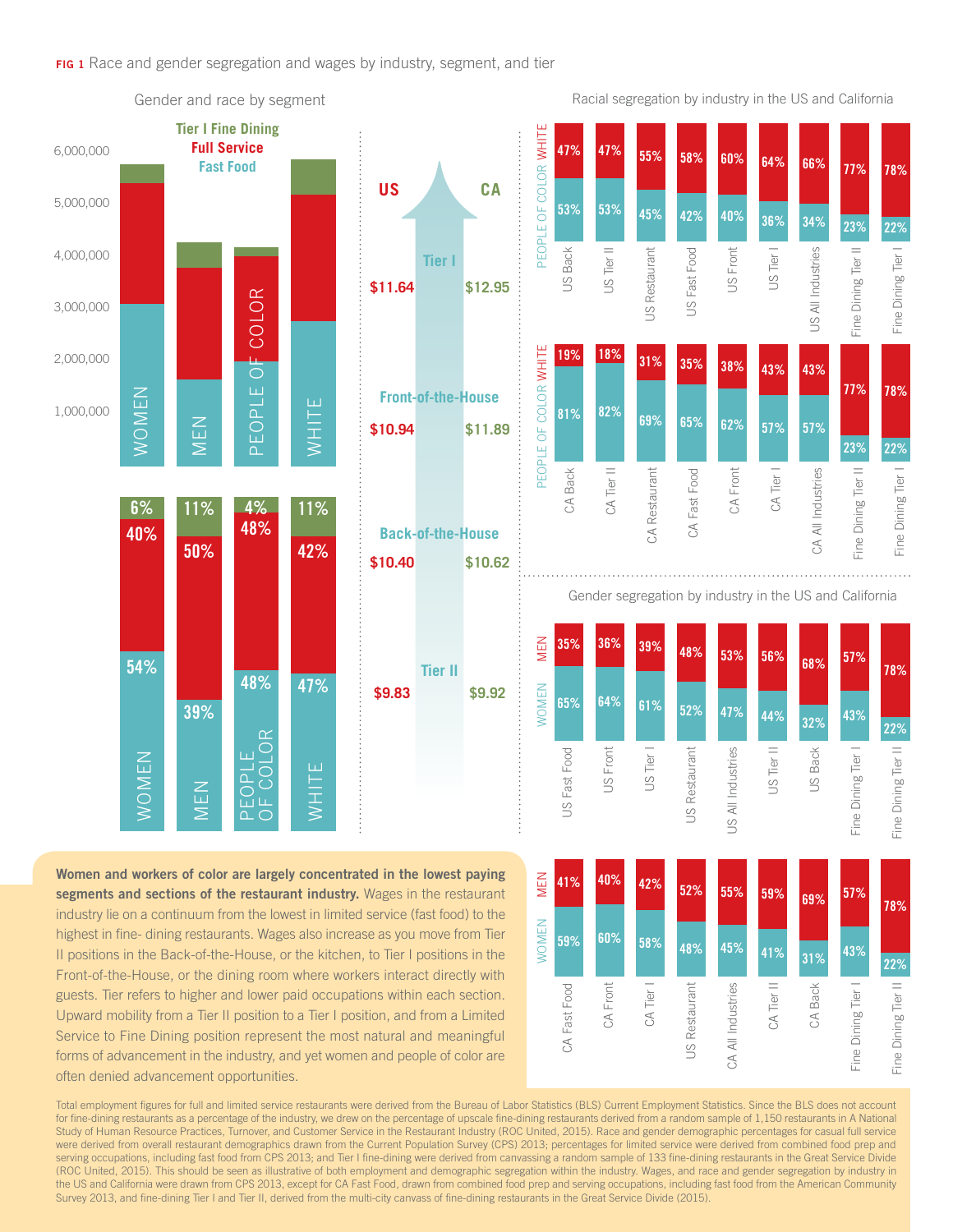**FIG 1** Race and gender segregation and wages by industry, segment, and tier

Gender and race by segment

| | Women | Men | People of Color | White |
|---|---|---|---|---|
| Tier I Fine Dining | 6% | 11% | 4% | 11% |
| Full Service | 40% | 50% | 48% | 42% |
| Fast Food | 54% | 39% | 48% | 47% |

| Wages | US | CA |
|---|---|---|
| Tier I | $11.64 | $12.95 |
| Front-of-the-House | $10.94 | $11.89 |
| Back-of-the-House | $10.40 | $10.62 |
| Tier II | $9.83 | $9.92 |

Racial segregation by industry in the US and California

| | White | People of Color |
|---|---|---|
| US Back | 47% | 53% |
| US Tier II | 47% | 53% |
| US Restaurant | 55% | 45% |
| US Fast Food | 58% | 42% |
| US Front | 60% | 40% |
| US Tier I | 64% | 36% |
| US All Industries | 66% | 34% |
| Fine Dining Tier II | 77% | 23% |
| Fine Dining Tier I | 78% | 22% |

| | White | People of Color |
|---|---|---|
| CA Back | 19% | 81% |
| CA Tier II | 18% | 82% |
| CA Restaurant | 31% | 69% |
| CA Fast Food | 35% | 65% |
| CA Front | 38% | 62% |
| CA Tier I | 43% | 57% |
| CA All Industries | 43% | 57% |
| Fine Dining Tier II | 77% | 23% |
| Fine Dining Tier I | 78% | 22% |

Gender segregation by industry in the US and California

| | Men | Women |
|---|---|---|
| US Fast Food | 35% | 65% |
| US Front | 36% | 64% |
| US Tier I | 39% | 61% |
| US Restaurant | 48% | 52% |
| US All Industries | 53% | 47% |
| US Tier II | 56% | 44% |
| US Back | 68% | 32% |
| Fine Dining Tier I | 57% | 43% |
| Fine Dining Tier II | 78% | 22% |

| | Men | Women |
|---|---|---|
| CA Fast Food | 41% | 59% |
| CA Front | 40% | 60% |
| CA Tier I | 42% | 58% |
| US Restaurant | 52% | 48% |
| CA All Industries | 55% | 45% |
| CA Tier II | 59% | 41% |
| CA Back | 69% | 31% |
| Fine Dining Tier I | 57% | 43% |
| Fine Dining Tier II | 78% | 22% |

**Women and workers of color are largely concentrated in the lowest paying segments and sections of the restaurant industry.** Wages in the restaurant industry lie on a continuum from the lowest in limited service (fast food) to the highest in fine- dining restaurants. Wages also increase as you move from Tier II positions in the Back-of-the-House, or the kitchen, to Tier I positions in the Front-of-the-House, or the dining room where workers interact directly with guests. Tier refers to higher and lower paid occupations within each section. Upward mobility from a Tier II position to a Tier I position, and from a Limited Service to Fine Dining position represent the most natural and meaningful forms of advancement in the industry, and yet women and people of color are often denied advancement opportunities.

Total employment figures for full and limited service restaurants were derived from the Bureau of Labor Statistics (BLS) Current Employment Statistics. Since the BLS does not account for fine-dining restaurants as a percentage of the industry, we drew on the percentage of upscale fine-dining restaurants derived from a random sample of 1,150 restaurants in A National Study of Human Resource Practices, Turnover, and Customer Service in the Restaurant Industry (ROC United, 2015). Race and gender demographic percentages for casual full service were derived from overall restaurant demographics drawn from the Current Population Survey (CPS) 2013; percentages for limited service were derived from combined food prep and serving occupations, including fast food from CPS 2013; and Tier I fine-dining were derived from canvassing a random sample of 133 fine-dining restaurants in the Great Service Divide (ROC United, 2015). This should be seen as illustrative of both employment and demographic segregation within the industry. Wages, and race and gender segregation by industry in the US and California were drawn from CPS 2013, except for CA Fast Food, drawn from combined food prep and serving occupations, including fast food from the American Community Survey 2013, and fine-dining Tier I and Tier II, derived from the multi-city canvass of fine-dining restaurants in the Great Service Divide (2015).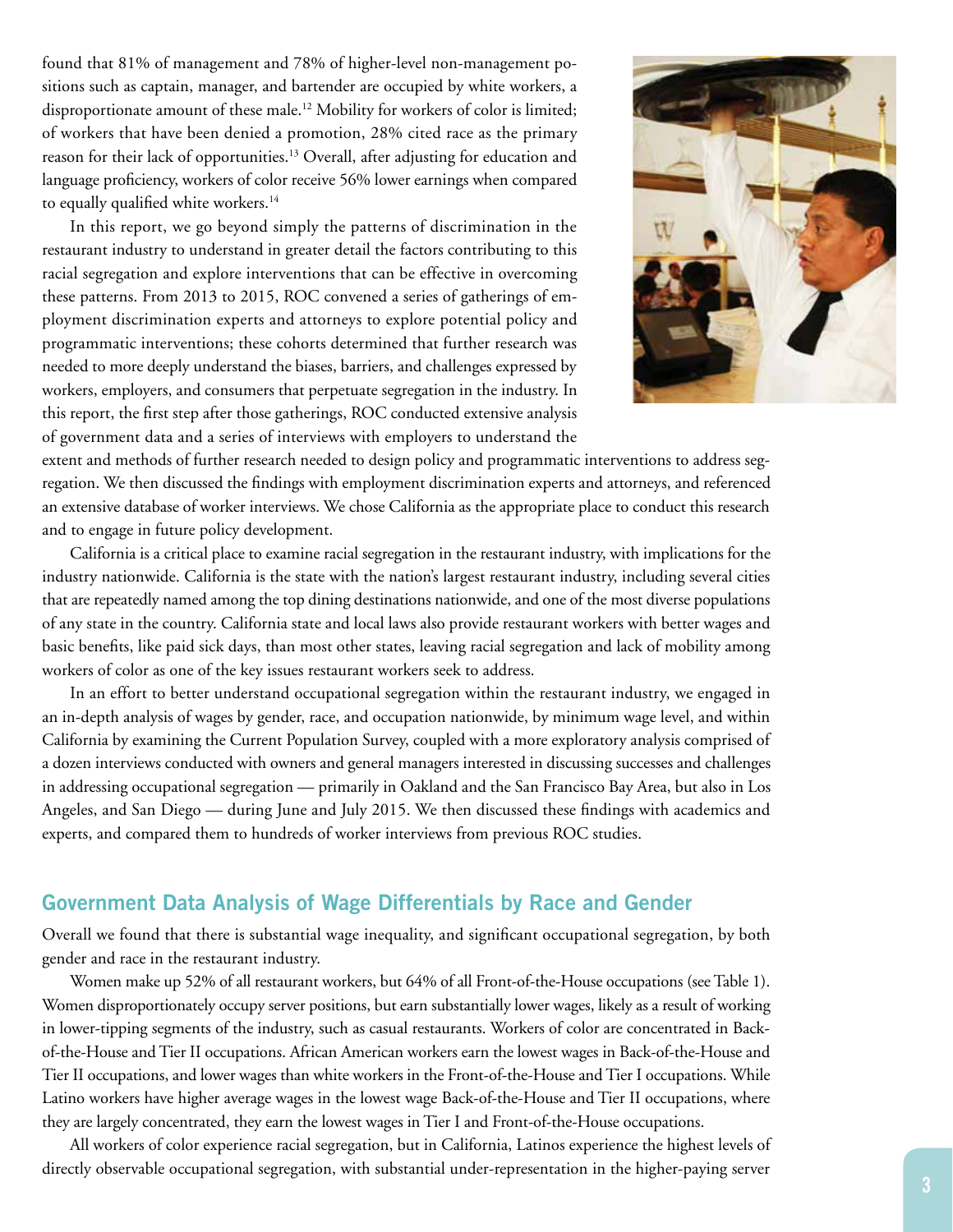found that 81% of management and 78% of higher-level non-management positions such as captain, manager, and bartender are occupied by white workers, a disproportionate amount of these male.[12] Mobility for workers of color is limited; of workers that have been denied a promotion, 28% cited race as the primary reason for their lack of opportunities.[13] Overall, after adjusting for education and language proficiency, workers of color receive 56% lower earnings when compared to equally qualified white workers.[14]

In this report, we go beyond simply the patterns of discrimination in the restaurant industry to understand in greater detail the factors contributing to this racial segregation and explore interventions that can be effective in overcoming these patterns. From 2013 to 2015, ROC convened a series of gatherings of employment discrimination experts and attorneys to explore potential policy and programmatic interventions; these cohorts determined that further research was needed to more deeply understand the biases, barriers, and challenges expressed by workers, employers, and consumers that perpetuate segregation in the industry. In this report, the first step after those gatherings, ROC conducted extensive analysis of government data and a series of interviews with employers to understand the extent and methods of further research needed to design policy and programmatic interventions to address segregation. We then discussed the findings with employment discrimination experts and attorneys, and referenced an extensive database of worker interviews. We chose California as the appropriate place to conduct this research and to engage in future policy development.

California is a critical place to examine racial segregation in the restaurant industry, with implications for the industry nationwide. California is the state with the nation's largest restaurant industry, including several cities that are repeatedly named among the top dining destinations nationwide, and one of the most diverse populations of any state in the country. California state and local laws also provide restaurant workers with better wages and basic benefits, like paid sick days, than most other states, leaving racial segregation and lack of mobility among workers of color as one of the key issues restaurant workers seek to address.

In an effort to better understand occupational segregation within the restaurant industry, we engaged in an in-depth analysis of wages by gender, race, and occupation nationwide, by minimum wage level, and within California by examining the Current Population Survey, coupled with a more exploratory analysis comprised of a dozen interviews conducted with owners and general managers interested in discussing successes and challenges in addressing occupational segregation — primarily in Oakland and the San Francisco Bay Area, but also in Los Angeles, and San Diego — during June and July 2015. We then discussed these findings with academics and experts, and compared them to hundreds of worker interviews from previous ROC studies.

## Government Data Analysis of Wage Differentials by Race and Gender

Overall we found that there is substantial wage inequality, and significant occupational segregation, by both gender and race in the restaurant industry.

Women make up 52% of all restaurant workers, but 64% of all Front-of-the-House occupations (see Table 1). Women disproportionately occupy server positions, but earn substantially lower wages, likely as a result of working in lower-tipping segments of the industry, such as casual restaurants. Workers of color are concentrated in Back-of-the-House and Tier II occupations. African American workers earn the lowest wages in Back-of-the-House and Tier II occupations, and lower wages than white workers in the Front-of-the-House and Tier I occupations. While Latino workers have higher average wages in the lowest wage Back-of-the-House and Tier II occupations, where they are largely concentrated, they earn the lowest wages in Tier I and Front-of-the-House occupations.

All workers of color experience racial segregation, but in California, Latinos experience the highest levels of directly observable occupational segregation, with substantial under-representation in the higher-paying server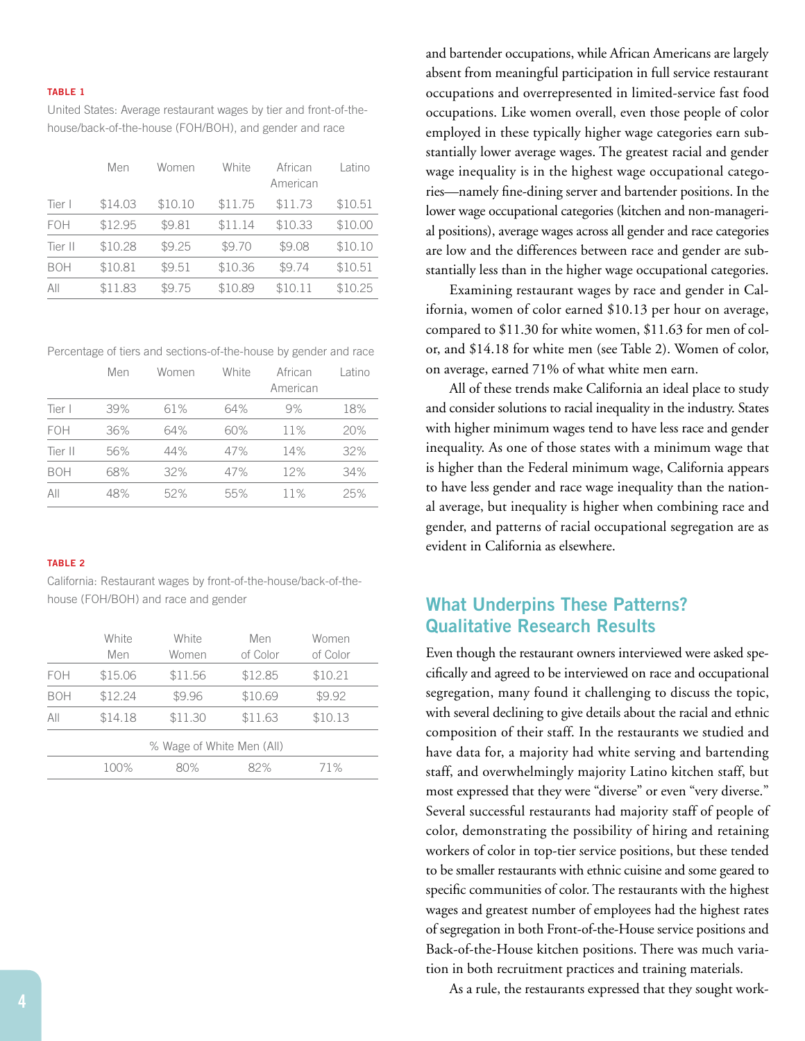**TABLE 1**

United States: Average restaurant wages by tier and front-of-the-house/back-of-the-house (FOH/BOH), and gender and race

| | Men | Women | White | African American | Latino |
|---|---|---|---|---|---|
| Tier I | $14.03 | $10.10 | $11.75 | $11.73 | $10.51 |
| FOH | $12.95 | $9.81 | $11.14 | $10.33 | $10.00 |
| Tier II | $10.28 | $9.25 | $9.70 | $9.08 | $10.10 |
| BOH | $10.81 | $9.51 | $10.36 | $9.74 | $10.51 |
| All | $11.83 | $9.75 | $10.89 | $10.11 | $10.25 |

Percentage of tiers and sections-of-the-house by gender and race

| | Men | Women | White | African American | Latino |
|---|---|---|---|---|---|
| Tier I | 39% | 61% | 64% | 9% | 18% |
| FOH | 36% | 64% | 60% | 11% | 20% |
| Tier II | 56% | 44% | 47% | 14% | 32% |
| BOH | 68% | 32% | 47% | 12% | 34% |
| All | 48% | 52% | 55% | 11% | 25% |

**TABLE 2**

California: Restaurant wages by front-of-the-house/back-of-the-house (FOH/BOH) and race and gender

| | White Men | White Women | Men of Color | Women of Color |
|---|---|---|---|---|
| FOH | $15.06 | $11.56 | $12.85 | $10.21 |
| BOH | $12.24 | $9.96 | $10.69 | $9.92 |
| All | $14.18 | $11.30 | $11.63 | $10.13 |
| | % Wage of White Men (All) | | | |
| | 100% | 80% | 82% | 71% |

and bartender occupations, while African Americans are largely absent from meaningful participation in full service restaurant occupations and overrepresented in limited-service fast food occupations. Like women overall, even those people of color employed in these typically higher wage categories earn substantially lower average wages. The greatest racial and gender wage inequality is in the highest wage occupational categories—namely fine-dining server and bartender positions. In the lower wage occupational categories (kitchen and non-managerial positions), average wages across all gender and race categories are low and the differences between race and gender are substantially less than in the higher wage occupational categories.

Examining restaurant wages by race and gender in California, women of color earned $10.13 per hour on average, compared to $11.30 for white women, $11.63 for men of color, and $14.18 for white men (see Table 2). Women of color, on average, earned 71% of what white men earn.

All of these trends make California an ideal place to study and consider solutions to racial inequality in the industry. States with higher minimum wages tend to have less race and gender inequality. As one of those states with a minimum wage that is higher than the Federal minimum wage, California appears to have less gender and race wage inequality than the national average, but inequality is higher when combining race and gender, and patterns of racial occupational segregation are as evident in California as elsewhere.

## What Underpins These Patterns? Qualitative Research Results

Even though the restaurant owners interviewed were asked specifically and agreed to be interviewed on race and occupational segregation, many found it challenging to discuss the topic, with several declining to give details about the racial and ethnic composition of their staff. In the restaurants we studied and have data for, a majority had white serving and bartending staff, and overwhelmingly majority Latino kitchen staff, but most expressed that they were "diverse" or even "very diverse." Several successful restaurants had majority staff of people of color, demonstrating the possibility of hiring and retaining workers of color in top-tier service positions, but these tended to be smaller restaurants with ethnic cuisine and some geared to specific communities of color. The restaurants with the highest wages and greatest number of employees had the highest rates of segregation in both Front-of-the-House service positions and Back-of-the-House kitchen positions. There was much variation in both recruitment practices and training materials.

As a rule, the restaurants expressed that they sought work-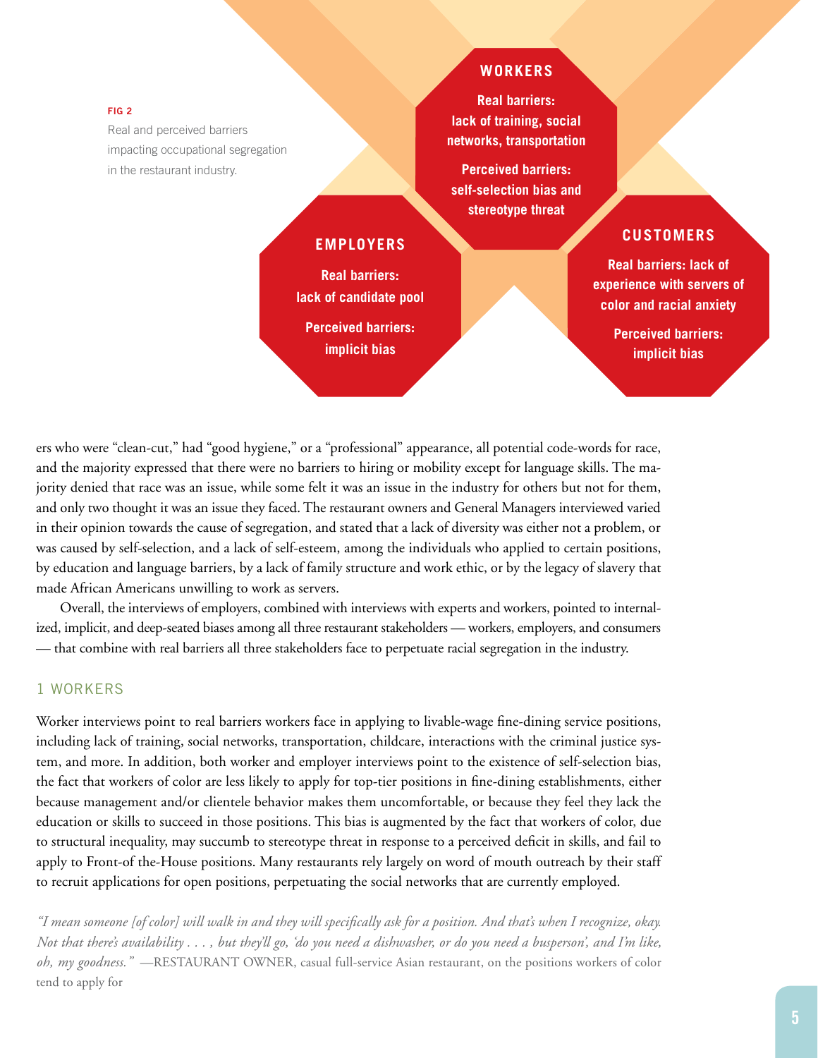**FIG 2**

Real and perceived barriers impacting occupational segregation in the restaurant industry.

**WORKERS**

**Real barriers:** lack of training, social networks, transportation

**Perceived barriers:** self-selection bias and stereotype threat

**EMPLOYERS**

**Real barriers:** lack of candidate pool

**Perceived barriers:** implicit bias

**CUSTOMERS**

**Real barriers:** lack of experience with servers of color and racial anxiety

**Perceived barriers:** implicit bias

ers who were "clean-cut," had "good hygiene," or a "professional" appearance, all potential code-words for race, and the majority expressed that there were no barriers to hiring or mobility except for language skills. The majority denied that race was an issue, while some felt it was an issue in the industry for others but not for them, and only two thought it was an issue they faced. The restaurant owners and General Managers interviewed varied in their opinion towards the cause of segregation, and stated that a lack of diversity was either not a problem, or was caused by self-selection, and a lack of self-esteem, among the individuals who applied to certain positions, by education and language barriers, by a lack of family structure and work ethic, or by the legacy of slavery that made African Americans unwilling to work as servers.

Overall, the interviews of employers, combined with interviews with experts and workers, pointed to internalized, implicit, and deep-seated biases among all three restaurant stakeholders — workers, employers, and consumers — that combine with real barriers all three stakeholders face to perpetuate racial segregation in the industry.

## 1 WORKERS

Worker interviews point to real barriers workers face in applying to livable-wage fine-dining service positions, including lack of training, social networks, transportation, childcare, interactions with the criminal justice system, and more. In addition, both worker and employer interviews point to the existence of self-selection bias, the fact that workers of color are less likely to apply for top-tier positions in fine-dining establishments, either because management and/or clientele behavior makes them uncomfortable, or because they feel they lack the education or skills to succeed in those positions. This bias is augmented by the fact that workers of color, due to structural inequality, may succumb to stereotype threat in response to a perceived deficit in skills, and fail to apply to Front-of the-House positions. Many restaurants rely largely on word of mouth outreach by their staff to recruit applications for open positions, perpetuating the social networks that are currently employed.

*"I mean someone [of color] will walk in and they will specifically ask for a position. And that's when I recognize, okay. Not that there's availability . . . , but they'll go, 'do you need a dishwasher, or do you need a busperson', and I'm like, oh, my goodness."* —RESTAURANT OWNER, casual full-service Asian restaurant, on the positions workers of color tend to apply for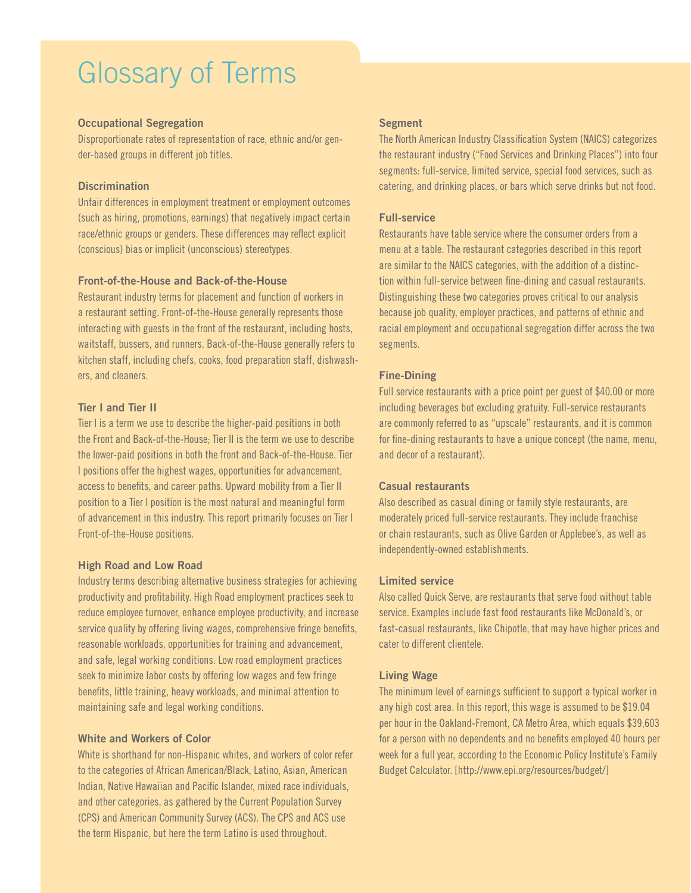# Glossary of Terms

### Occupational Segregation

Disproportionate rates of representation of race, ethnic and/or gender-based groups in different job titles.

### Discrimination

Unfair differences in employment treatment or employment outcomes (such as hiring, promotions, earnings) that negatively impact certain race/ethnic groups or genders. These differences may reflect explicit (conscious) bias or implicit (unconscious) stereotypes.

### Front-of-the-House and Back-of-the-House

Restaurant industry terms for placement and function of workers in a restaurant setting. Front-of-the-House generally represents those interacting with guests in the front of the restaurant, including hosts, waitstaff, bussers, and runners. Back-of-the-House generally refers to kitchen staff, including chefs, cooks, food preparation staff, dishwashers, and cleaners.

### Tier I and Tier II

Tier I is a term we use to describe the higher-paid positions in both the Front and Back-of-the-House; Tier II is the term we use to describe the lower-paid positions in both the front and Back-of-the-House. Tier I positions offer the highest wages, opportunities for advancement, access to benefits, and career paths. Upward mobility from a Tier II position to a Tier I position is the most natural and meaningful form of advancement in this industry. This report primarily focuses on Tier I Front-of-the-House positions.

### High Road and Low Road

Industry terms describing alternative business strategies for achieving productivity and profitability. High Road employment practices seek to reduce employee turnover, enhance employee productivity, and increase service quality by offering living wages, comprehensive fringe benefits, reasonable workloads, opportunities for training and advancement, and safe, legal working conditions. Low road employment practices seek to minimize labor costs by offering low wages and few fringe benefits, little training, heavy workloads, and minimal attention to maintaining safe and legal working conditions.

### White and Workers of Color

White is shorthand for non-Hispanic whites, and workers of color refer to the categories of African American/Black, Latino, Asian, American Indian, Native Hawaiian and Pacific Islander, mixed race individuals, and other categories, as gathered by the Current Population Survey (CPS) and American Community Survey (ACS). The CPS and ACS use the term Hispanic, but here the term Latino is used throughout.

### Segment

The North American Industry Classification System (NAICS) categorizes the restaurant industry ("Food Services and Drinking Places") into four segments: full-service, limited service, special food services, such as catering, and drinking places, or bars which serve drinks but not food.

### Full-service

Restaurants have table service where the consumer orders from a menu at a table. The restaurant categories described in this report are similar to the NAICS categories, with the addition of a distinction within full-service between fine-dining and casual restaurants. Distinguishing these two categories proves critical to our analysis because job quality, employer practices, and patterns of ethnic and racial employment and occupational segregation differ across the two segments.

### Fine-Dining

Full service restaurants with a price point per guest of $40.00 or more including beverages but excluding gratuity. Full-service restaurants are commonly referred to as "upscale" restaurants, and it is common for fine-dining restaurants to have a unique concept (the name, menu, and decor of a restaurant).

### Casual restaurants

Also described as casual dining or family style restaurants, are moderately priced full-service restaurants. They include franchise or chain restaurants, such as Olive Garden or Applebee's, as well as independently-owned establishments.

### Limited service

Also called Quick Serve, are restaurants that serve food without table service. Examples include fast food restaurants like McDonald's, or fast-casual restaurants, like Chipotle, that may have higher prices and cater to different clientele.

### Living Wage

The minimum level of earnings sufficient to support a typical worker in any high cost area. In this report, this wage is assumed to be $19.04 per hour in the Oakland-Fremont, CA Metro Area, which equals $39,603 for a person with no dependents and no benefits employed 40 hours per week for a full year, according to the Economic Policy Institute's Family Budget Calculator. [http://www.epi.org/resources/budget/]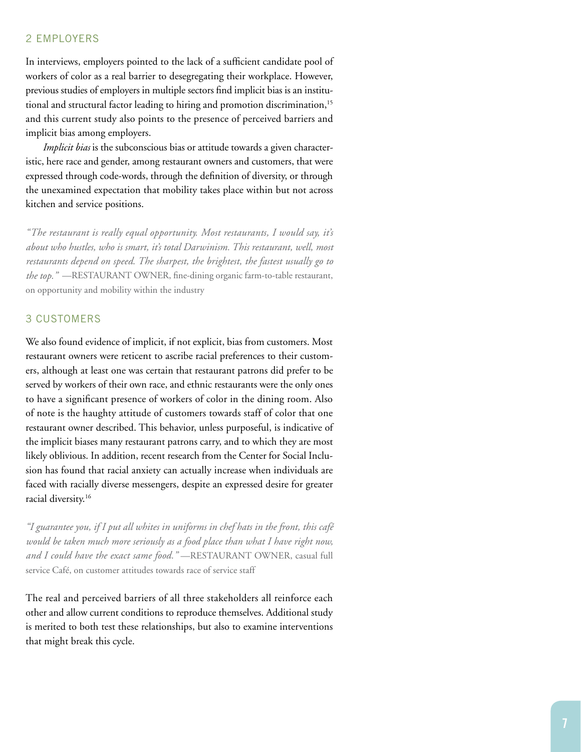## 2 EMPLOYERS

In interviews, employers pointed to the lack of a sufficient candidate pool of workers of color as a real barrier to desegregating their workplace. However, previous studies of employers in multiple sectors find implicit bias is an institutional and structural factor leading to hiring and promotion discrimination,[15] and this current study also points to the presence of perceived barriers and implicit bias among employers.

*Implicit bias* is the subconscious bias or attitude towards a given characteristic, here race and gender, among restaurant owners and customers, that were expressed through code-words, through the definition of diversity, or through the unexamined expectation that mobility takes place within but not across kitchen and service positions.

*"The restaurant is really equal opportunity. Most restaurants, I would say, it's about who hustles, who is smart, it's total Darwinism. This restaurant, well, most restaurants depend on speed. The sharpest, the brightest, the fastest usually go to the top."* —RESTAURANT OWNER, fine-dining organic farm-to-table restaurant, on opportunity and mobility within the industry

## 3 CUSTOMERS

We also found evidence of implicit, if not explicit, bias from customers. Most restaurant owners were reticent to ascribe racial preferences to their customers, although at least one was certain that restaurant patrons did prefer to be served by workers of their own race, and ethnic restaurants were the only ones to have a significant presence of workers of color in the dining room. Also of note is the haughty attitude of customers towards staff of color that one restaurant owner described. This behavior, unless purposeful, is indicative of the implicit biases many restaurant patrons carry, and to which they are most likely oblivious. In addition, recent research from the Center for Social Inclusion has found that racial anxiety can actually increase when individuals are faced with racially diverse messengers, despite an expressed desire for greater racial diversity.[16]

*"I guarantee you, if I put all whites in uniforms in chef hats in the front, this café would be taken much more seriously as a food place than what I have right now, and I could have the exact same food."* —RESTAURANT OWNER, casual full service Café, on customer attitudes towards race of service staff

The real and perceived barriers of all three stakeholders all reinforce each other and allow current conditions to reproduce themselves. Additional study is merited to both test these relationships, but also to examine interventions that might break this cycle.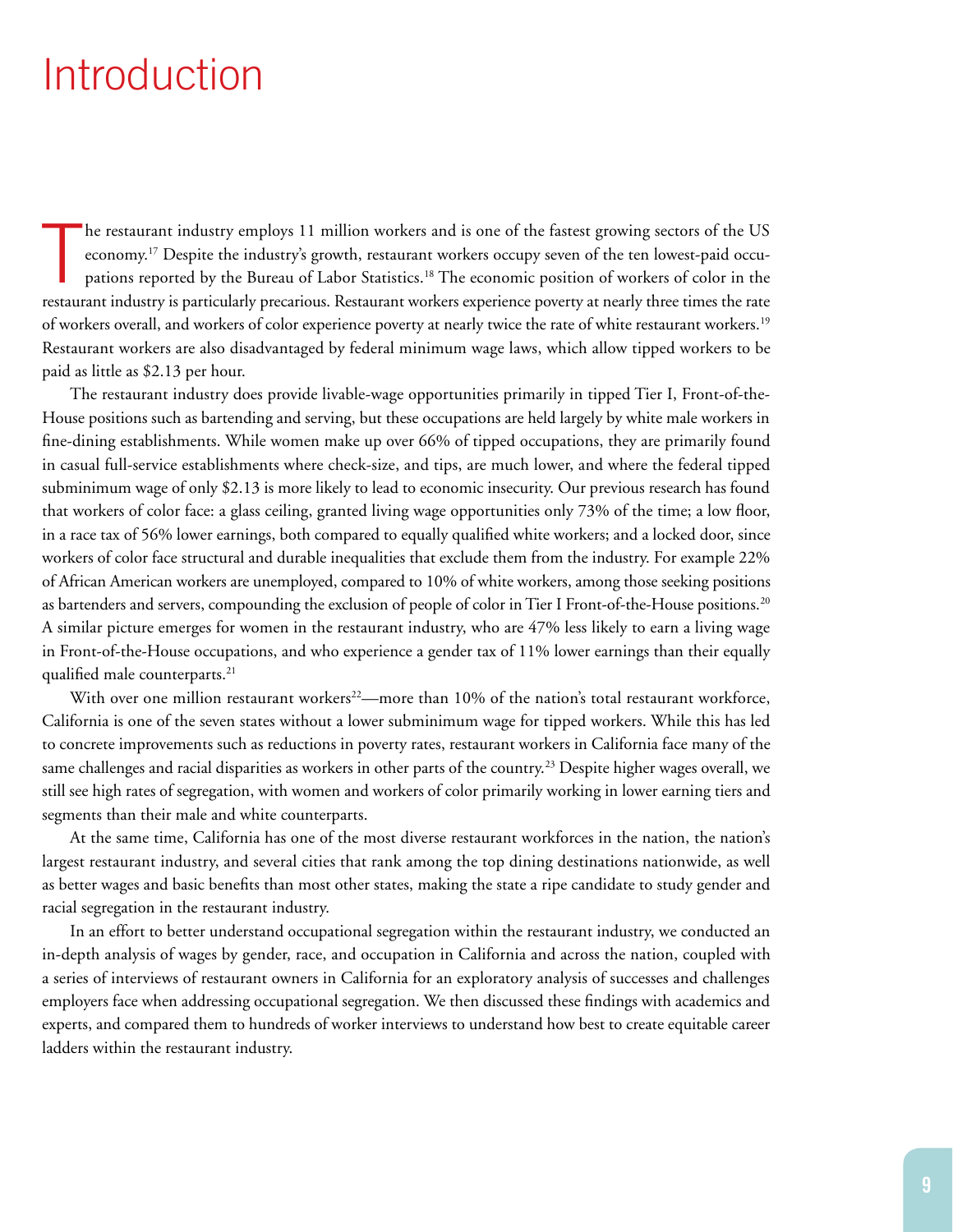# Introduction

The restaurant industry employs 11 million workers and is one of the fastest growing sectors of the US economy.[17] Despite the industry's growth, restaurant workers occupy seven of the ten lowest-paid occupations reported by the Bureau of Labor Statistics.[18] The economic position of workers of color in the restaurant industry is particularly precarious. Restaurant workers experience poverty at nearly three times the rate of workers overall, and workers of color experience poverty at nearly twice the rate of white restaurant workers.[19] Restaurant workers are also disadvantaged by federal minimum wage laws, which allow tipped workers to be paid as little as $2.13 per hour.

The restaurant industry does provide livable-wage opportunities primarily in tipped Tier I, Front-of-the-House positions such as bartending and serving, but these occupations are held largely by white male workers in fine-dining establishments. While women make up over 66% of tipped occupations, they are primarily found in casual full-service establishments where check-size, and tips, are much lower, and where the federal tipped subminimum wage of only $2.13 is more likely to lead to economic insecurity. Our previous research has found that workers of color face: a glass ceiling, granted living wage opportunities only 73% of the time; a low floor, in a race tax of 56% lower earnings, both compared to equally qualified white workers; and a locked door, since workers of color face structural and durable inequalities that exclude them from the industry. For example 22% of African American workers are unemployed, compared to 10% of white workers, among those seeking positions as bartenders and servers, compounding the exclusion of people of color in Tier I Front-of-the-House positions.[20] A similar picture emerges for women in the restaurant industry, who are 47% less likely to earn a living wage in Front-of-the-House occupations, and who experience a gender tax of 11% lower earnings than their equally qualified male counterparts.[21]

With over one million restaurant workers[22]—more than 10% of the nation's total restaurant workforce, California is one of the seven states without a lower subminimum wage for tipped workers. While this has led to concrete improvements such as reductions in poverty rates, restaurant workers in California face many of the same challenges and racial disparities as workers in other parts of the country.[23] Despite higher wages overall, we still see high rates of segregation, with women and workers of color primarily working in lower earning tiers and segments than their male and white counterparts.

At the same time, California has one of the most diverse restaurant workforces in the nation, the nation's largest restaurant industry, and several cities that rank among the top dining destinations nationwide, as well as better wages and basic benefits than most other states, making the state a ripe candidate to study gender and racial segregation in the restaurant industry.

In an effort to better understand occupational segregation within the restaurant industry, we conducted an in-depth analysis of wages by gender, race, and occupation in California and across the nation, coupled with a series of interviews of restaurant owners in California for an exploratory analysis of successes and challenges employers face when addressing occupational segregation. We then discussed these findings with academics and experts, and compared them to hundreds of worker interviews to understand how best to create equitable career ladders within the restaurant industry.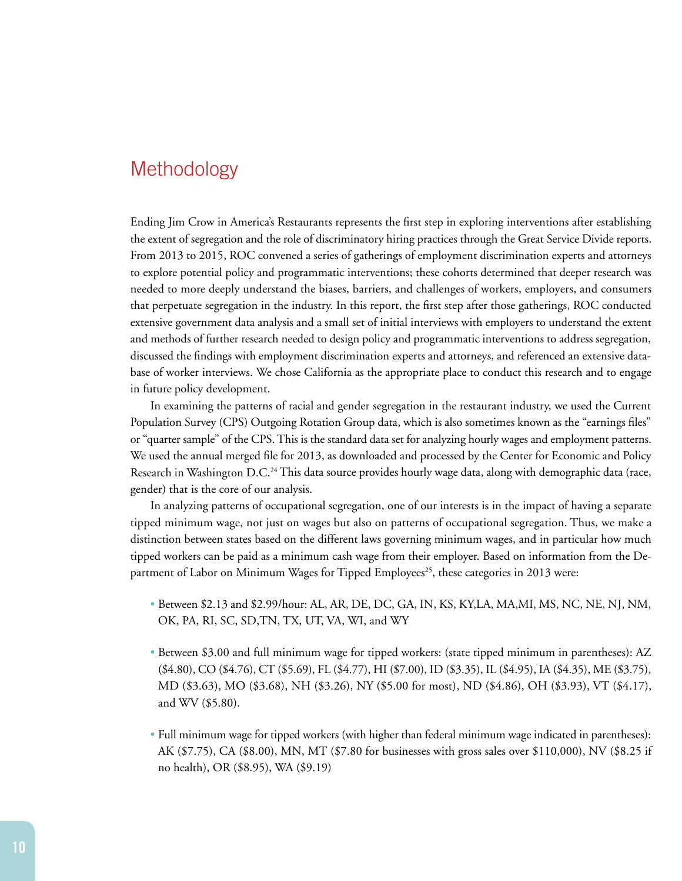## Methodology

Ending Jim Crow in America's Restaurants represents the first step in exploring interventions after establishing the extent of segregation and the role of discriminatory hiring practices through the Great Service Divide reports. From 2013 to 2015, ROC convened a series of gatherings of employment discrimination experts and attorneys to explore potential policy and programmatic interventions; these cohorts determined that deeper research was needed to more deeply understand the biases, barriers, and challenges of workers, employers, and consumers that perpetuate segregation in the industry. In this report, the first step after those gatherings, ROC conducted extensive government data analysis and a small set of initial interviews with employers to understand the extent and methods of further research needed to design policy and programmatic interventions to address segregation, discussed the findings with employment discrimination experts and attorneys, and referenced an extensive database of worker interviews. We chose California as the appropriate place to conduct this research and to engage in future policy development.

In examining the patterns of racial and gender segregation in the restaurant industry, we used the Current Population Survey (CPS) Outgoing Rotation Group data, which is also sometimes known as the "earnings files" or "quarter sample" of the CPS. This is the standard data set for analyzing hourly wages and employment patterns. We used the annual merged file for 2013, as downloaded and processed by the Center for Economic and Policy Research in Washington D.C.[24] This data source provides hourly wage data, along with demographic data (race, gender) that is the core of our analysis.

In analyzing patterns of occupational segregation, one of our interests is in the impact of having a separate tipped minimum wage, not just on wages but also on patterns of occupational segregation. Thus, we make a distinction between states based on the different laws governing minimum wages, and in particular how much tipped workers can be paid as a minimum cash wage from their employer. Based on information from the Department of Labor on Minimum Wages for Tipped Employees[25], these categories in 2013 were:

- Between $2.13 and $2.99/hour: AL, AR, DE, DC, GA, IN, KS, KY,LA, MA,MI, MS, NC, NE, NJ, NM, OK, PA, RI, SC, SD,TN, TX, UT, VA, WI, and WY
- Between $3.00 and full minimum wage for tipped workers: (state tipped minimum in parentheses): AZ ($4.80), CO ($4.76), CT ($5.69), FL ($4.77), HI ($7.00), ID ($3.35), IL ($4.95), IA ($4.35), ME ($3.75), MD ($3.63), MO ($3.68), NH ($3.26), NY ($5.00 for most), ND ($4.86), OH ($3.93), VT ($4.17), and WV ($5.80).
- Full minimum wage for tipped workers (with higher than federal minimum wage indicated in parentheses): AK ($7.75), CA ($8.00), MN, MT ($7.80 for businesses with gross sales over $110,000), NV ($8.25 if no health), OR ($8.95), WA ($9.19)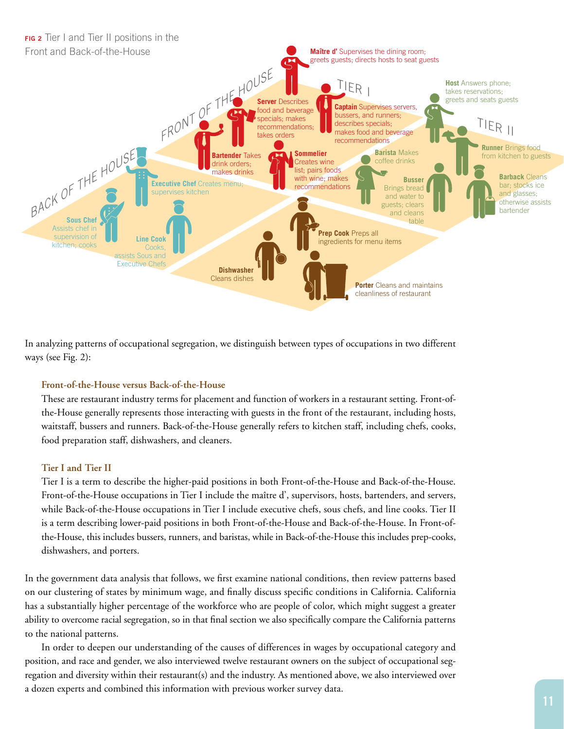**FIG 2** Tier I and Tier II positions in the Front and Back-of-the-House

FRONT OF THE HOUSE

BACK OF THE HOUSE

TIER I

TIER II

**Maître d'** Supervises the dining room; greets guests; directs hosts to seat guests

**Server** Describes food and beverage specials; makes recommendations; takes orders

**Captain** Supervises servers, bussers, and runners; describes specials; makes food and beverage recommendations

**Bartender** Takes drink orders; makes drinks

**Sommelier** Creates wine list; pairs foods with wine; makes recommendations

**Executive Chef** Creates menu; supervises kitchen

**Sous Chef** Assists chef in supervision of kitchen; cooks

**Line Cook** Cooks, assists Sous and Executive Chefs

**Host** Answers phone; takes reservations; greets and seats guests

**Runner** Brings food from kitchen to guests

**Barista** Makes coffee drinks

**Busser** Brings bread and water to guests; clears and cleans table

**Barback** Cleans bar; stocks ice and glasses; otherwise assists bartender

**Prep Cook** Preps all ingredients for menu items

**Dishwasher** Cleans dishes

**Porter** Cleans and maintains cleanliness of restaurant

In analyzing patterns of occupational segregation, we distinguish between types of occupations in two different ways (see Fig. 2):

### Front-of-the-House versus Back-of-the-House

These are restaurant industry terms for placement and function of workers in a restaurant setting. Front-of-the-House generally represents those interacting with guests in the front of the restaurant, including hosts, waitstaff, bussers and runners. Back-of-the-House generally refers to kitchen staff, including chefs, cooks, food preparation staff, dishwashers, and cleaners.

### Tier I and Tier II

Tier I is a term to describe the higher-paid positions in both Front-of-the-House and Back-of-the-House. Front-of-the-House occupations in Tier I include the maître d', supervisors, hosts, bartenders, and servers, while Back-of-the-House occupations in Tier I include executive chefs, sous chefs, and line cooks. Tier II is a term describing lower-paid positions in both Front-of-the-House and Back-of-the-House. In Front-of-the-House, this includes bussers, runners, and baristas, while in Back-of-the-House this includes prep-cooks, dishwashers, and porters.

In the government data analysis that follows, we first examine national conditions, then review patterns based on our clustering of states by minimum wage, and finally discuss specific conditions in California. California has a substantially higher percentage of the workforce who are people of color, which might suggest a greater ability to overcome racial segregation, so in that final section we also specifically compare the California patterns to the national patterns.

In order to deepen our understanding of the causes of differences in wages by occupational category and position, and race and gender, we also interviewed twelve restaurant owners on the subject of occupational segregation and diversity within their restaurant(s) and the industry. As mentioned above, we also interviewed over a dozen experts and combined this information with previous worker survey data.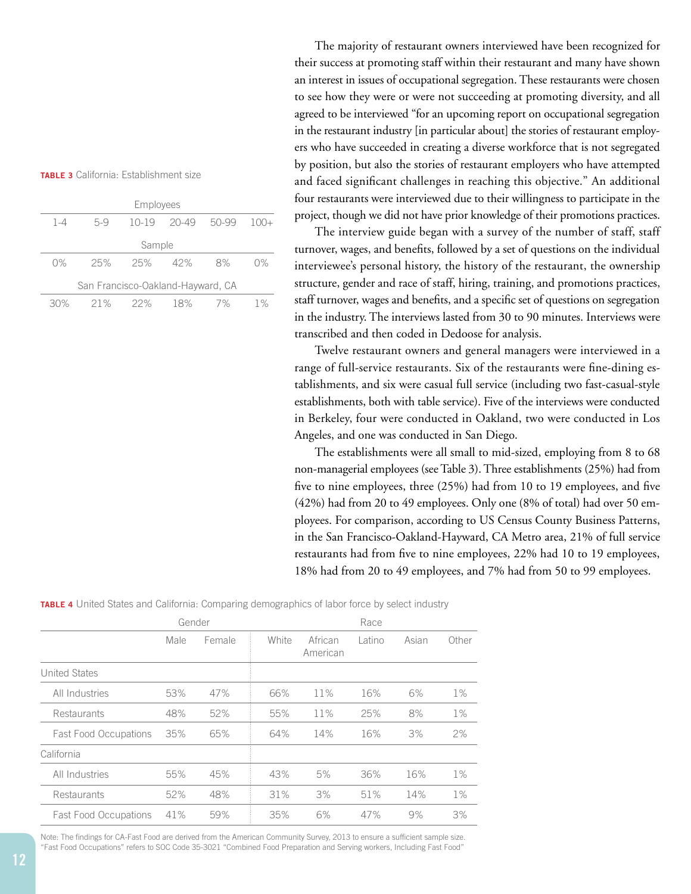The majority of restaurant owners interviewed have been recognized for their success at promoting staff within their restaurant and many have shown an interest in issues of occupational segregation. These restaurants were chosen to see how they were or were not succeeding at promoting diversity, and all agreed to be interviewed "for an upcoming report on occupational segregation in the restaurant industry [in particular about] the stories of restaurant employers who have succeeded in creating a diverse workforce that is not segregated by position, but also the stories of restaurant employers who have attempted and faced significant challenges in reaching this objective." An additional four restaurants were interviewed due to their willingness to participate in the project, though we did not have prior knowledge of their promotions practices.

The interview guide began with a survey of the number of staff, staff turnover, wages, and benefits, followed by a set of questions on the individual interviewee's personal history, the history of the restaurant, the ownership structure, gender and race of staff, hiring, training, and promotions practices, staff turnover, wages and benefits, and a specific set of questions on segregation in the industry. The interviews lasted from 30 to 90 minutes. Interviews were transcribed and then coded in Dedoose for analysis.

Twelve restaurant owners and general managers were interviewed in a range of full-service restaurants. Six of the restaurants were fine-dining establishments, and six were casual full service (including two fast-casual-style establishments, both with table service). Five of the interviews were conducted in Berkeley, four were conducted in Oakland, two were conducted in Los Angeles, and one was conducted in San Diego.

The establishments were all small to mid-sized, employing from 8 to 68 non-managerial employees (see Table 3). Three establishments (25%) had from five to nine employees, three (25%) had from 10 to 19 employees, and five (42%) had from 20 to 49 employees. Only one (8% of total) had over 50 employees. For comparison, according to US Census County Business Patterns, in the San Francisco-Oakland-Hayward, CA Metro area, 21% of full service restaurants had from five to nine employees, 22% had 10 to 19 employees, 18% had from 20 to 49 employees, and 7% had from 50 to 99 employees.

**TABLE 3** California: Establishment size

| | Employees | | | | | |
|---|---|---|---|---|---|---|
| | 1-4 | 5-9 | 10-19 | 20-49 | 50-99 | 100+ |
| Sample | 0% | 25% | 25% | 42% | 8% | 0% |
| San Francisco-Oakland-Hayward, CA | 30% | 21% | 22% | 18% | 7% | 1% |

**TABLE 4** United States and California: Comparing demographics of labor force by select industry

| | Gender | | Race | | | | |
|---|---|---|---|---|---|---|---|
| | Male | Female | White | African American | Latino | Asian | Other |
| **United States** | | | | | | | |
| All Industries | 53% | 47% | 66% | 11% | 16% | 6% | 1% |
| Restaurants | 48% | 52% | 55% | 11% | 25% | 8% | 1% |
| Fast Food Occupations | 35% | 65% | 64% | 14% | 16% | 3% | 2% |
| **California** | | | | | | | |
| All Industries | 55% | 45% | 43% | 5% | 36% | 16% | 1% |
| Restaurants | 52% | 48% | 31% | 3% | 51% | 14% | 1% |
| Fast Food Occupations | 41% | 59% | 35% | 6% | 47% | 9% | 3% |

Note: The findings for CA-Fast Food are derived from the American Community Survey, 2013 to ensure a sufficient sample size. "Fast Food Occupations" refers to SOC Code 35-3021 "Combined Food Preparation and Serving workers, Including Fast Food"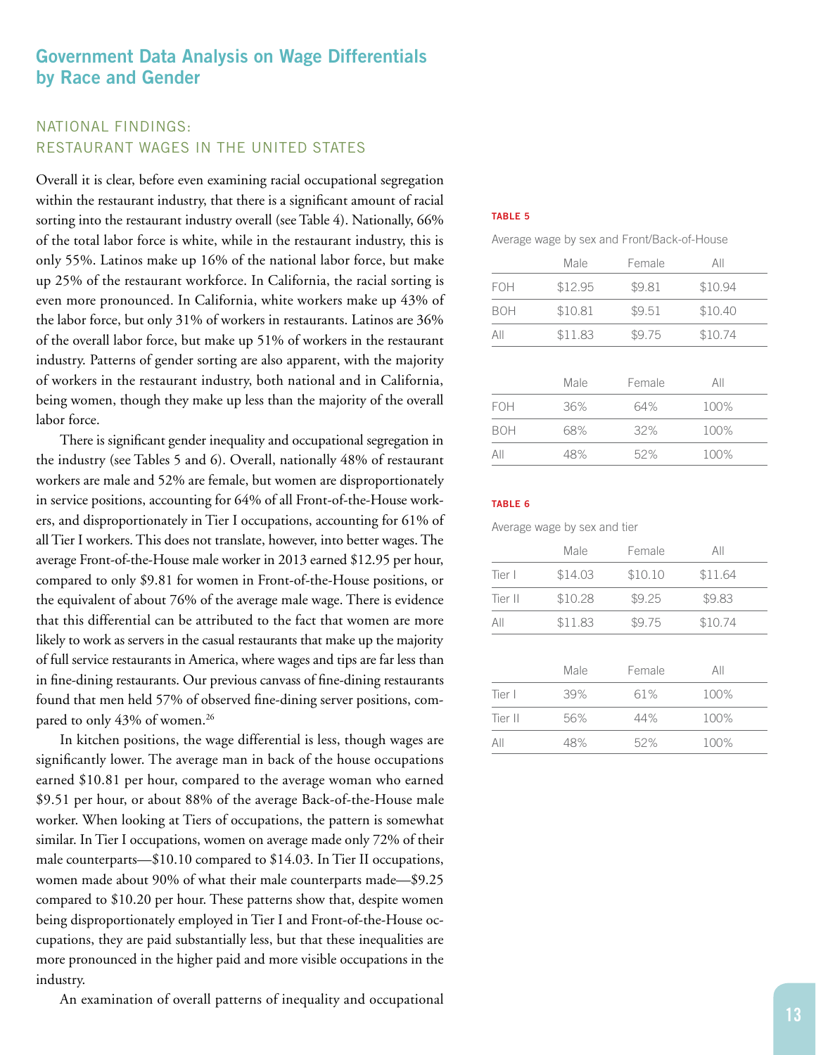## Government Data Analysis on Wage Differentials by Race and Gender

### NATIONAL FINDINGS: RESTAURANT WAGES IN THE UNITED STATES

Overall it is clear, before even examining racial occupational segregation within the restaurant industry, that there is a significant amount of racial sorting into the restaurant industry overall (see Table 4). Nationally, 66% of the total labor force is white, while in the restaurant industry, this is only 55%. Latinos make up 16% of the national labor force, but make up 25% of the restaurant workforce. In California, the racial sorting is even more pronounced. In California, white workers make up 43% of the labor force, but only 31% of workers in restaurants. Latinos are 36% of the overall labor force, but make up 51% of workers in the restaurant industry. Patterns of gender sorting are also apparent, with the majority of workers in the restaurant industry, both national and in California, being women, though they make up less than the majority of the overall labor force.

There is significant gender inequality and occupational segregation in the industry (see Tables 5 and 6). Overall, nationally 48% of restaurant workers are male and 52% are female, but women are disproportionately in service positions, accounting for 64% of all Front-of-the-House workers, and disproportionately in Tier I occupations, accounting for 61% of all Tier I workers. This does not translate, however, into better wages. The average Front-of-the-House male worker in 2013 earned $12.95 per hour, compared to only $9.81 for women in Front-of-the-House positions, or the equivalent of about 76% of the average male wage. There is evidence that this differential can be attributed to the fact that women are more likely to work as servers in the casual restaurants that make up the majority of full service restaurants in America, where wages and tips are far less than in fine-dining restaurants. Our previous canvass of fine-dining restaurants found that men held 57% of observed fine-dining server positions, compared to only 43% of women.[26]

In kitchen positions, the wage differential is less, though wages are significantly lower. The average man in back of the house occupations earned $10.81 per hour, compared to the average woman who earned $9.51 per hour, or about 88% of the average Back-of-the-House male worker. When looking at Tiers of occupations, the pattern is somewhat similar. In Tier I occupations, women on average made only 72% of their male counterparts—$10.10 compared to $14.03. In Tier II occupations, women made about 90% of what their male counterparts made—$9.25 compared to $10.20 per hour. These patterns show that, despite women being disproportionately employed in Tier I and Front-of-the-House occupations, they are paid substantially less, but that these inequalities are more pronounced in the higher paid and more visible occupations in the industry.

An examination of overall patterns of inequality and occupational

**TABLE 5**

Average wage by sex and Front/Back-of-House

| | Male | Female | All |
|---|---|---|---|
| FOH | $12.95 | $9.81 | $10.94 |
| BOH | $10.81 | $9.51 | $10.40 |
| All | $11.83 | $9.75 | $10.74 |

| | Male | Female | All |
|---|---|---|---|
| FOH | 36% | 64% | 100% |
| BOH | 68% | 32% | 100% |
| All | 48% | 52% | 100% |

**TABLE 6**

Average wage by sex and tier

| | Male | Female | All |
|---|---|---|---|
| Tier I | $14.03 | $10.10 | $11.64 |
| Tier II | $10.28 | $9.25 | $9.83 |
| All | $11.83 | $9.75 | $10.74 |

| | Male | Female | All |
|---|---|---|---|
| Tier I | 39% | 61% | 100% |
| Tier II | 56% | 44% | 100% |
| All | 48% | 52% | 100% |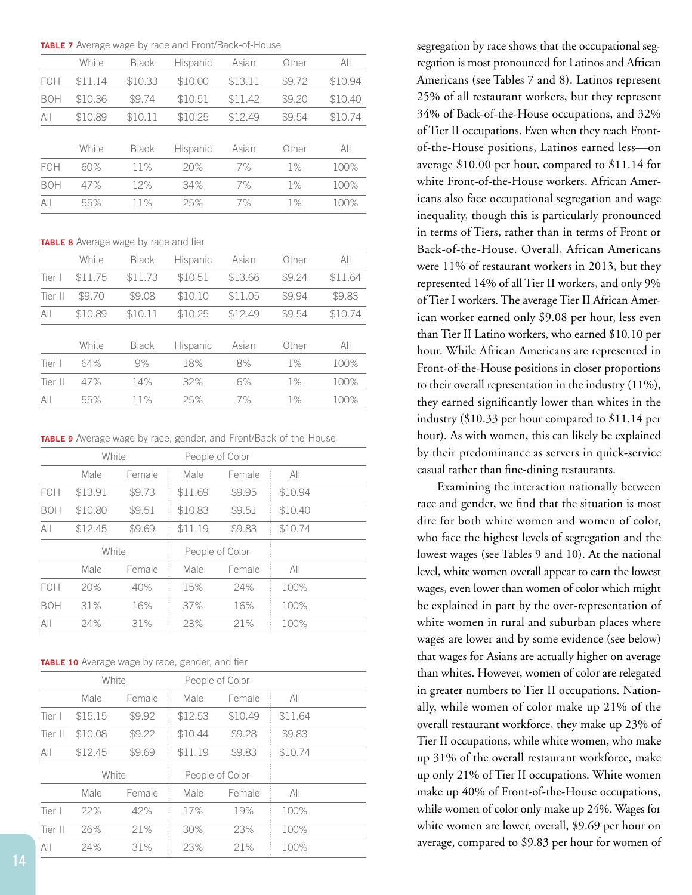**TABLE 7** Average wage by race and Front/Back-of-House

| | White | Black | Hispanic | Asian | Other | All |
|---|---|---|---|---|---|---|
| FOH | $11.14 | $10.33 | $10.00 | $13.11 | $9.72 | $10.94 |
| BOH | $10.36 | $9.74 | $10.51 | $11.42 | $9.20 | $10.40 |
| All | $10.89 | $10.11 | $10.25 | $12.49 | $9.54 | $10.74 |

| | White | Black | Hispanic | Asian | Other | All |
|---|---|---|---|---|---|---|
| FOH | 60% | 11% | 20% | 7% | 1% | 100% |
| BOH | 47% | 12% | 34% | 7% | 1% | 100% |
| All | 55% | 11% | 25% | 7% | 1% | 100% |

**TABLE 8** Average wage by race and tier

| | White | Black | Hispanic | Asian | Other | All |
|---|---|---|---|---|---|---|
| Tier I | $11.75 | $11.73 | $10.51 | $13.66 | $9.24 | $11.64 |
| Tier II | $9.70 | $9.08 | $10.10 | $11.05 | $9.94 | $9.83 |
| All | $10.89 | $10.11 | $10.25 | $12.49 | $9.54 | $10.74 |

| | White | Black | Hispanic | Asian | Other | All |
|---|---|---|---|---|---|---|
| Tier I | 64% | 9% | 18% | 8% | 1% | 100% |
| Tier II | 47% | 14% | 32% | 6% | 1% | 100% |
| All | 55% | 11% | 25% | 7% | 1% | 100% |

**TABLE 9** Average wage by race, gender, and Front/Back-of-the-House

| | White | | People of Color | | |
|---|---|---|---|---|---|
| | Male | Female | Male | Female | All |
| FOH | $13.91 | $9.73 | $11.69 | $9.95 | $10.94 |
| BOH | $10.80 | $9.51 | $10.83 | $9.51 | $10.40 |
| All | $12.45 | $9.69 | $11.19 | $9.83 | $10.74 |

| | White | | People of Color | | |
|---|---|---|---|---|---|
| | Male | Female | Male | Female | All |
| FOH | 20% | 40% | 15% | 24% | 100% |
| BOH | 31% | 16% | 37% | 16% | 100% |
| All | 24% | 31% | 23% | 21% | 100% |

**TABLE 10** Average wage by race, gender, and tier

| | White | | People of Color | | |
|---|---|---|---|---|---|
| | Male | Female | Male | Female | All |
| Tier I | $15.15 | $9.92 | $12.53 | $10.49 | $11.64 |
| Tier II | $10.08 | $9.22 | $10.44 | $9.28 | $9.83 |
| All | $12.45 | $9.69 | $11.19 | $9.83 | $10.74 |

| | White | | People of Color | | |
|---|---|---|---|---|---|
| | Male | Female | Male | Female | All |
| Tier I | 22% | 42% | 17% | 19% | 100% |
| Tier II | 26% | 21% | 30% | 23% | 100% |
| All | 24% | 31% | 23% | 21% | 100% |

segregation by race shows that the occupational segregation is most pronounced for Latinos and African Americans (see Tables 7 and 8). Latinos represent 25% of all restaurant workers, but they represent 34% of Back-of-the-House occupations, and 32% of Tier II occupations. Even when they reach Front-of-the-House positions, Latinos earned less—on average $10.00 per hour, compared to $11.14 for white Front-of-the-House workers. African Americans also face occupational segregation and wage inequality, though this is particularly pronounced in terms of Tiers, rather than in terms of Front or Back-of-the-House. Overall, African Americans were 11% of restaurant workers in 2013, but they represented 14% of all Tier II workers, and only 9% of Tier I workers. The average Tier II African American worker earned only $9.08 per hour, less even than Tier II Latino workers, who earned $10.10 per hour. While African Americans are represented in Front-of-the-House positions in closer proportions to their overall representation in the industry (11%), they earned significantly lower than whites in the industry ($10.33 per hour compared to $11.14 per hour). As with women, this can likely be explained by their predominance as servers in quick-service casual rather than fine-dining restaurants.

Examining the interaction nationally between race and gender, we find that the situation is most dire for both white women and women of color, who face the highest levels of segregation and the lowest wages (see Tables 9 and 10). At the national level, white women overall appear to earn the lowest wages, even lower than women of color which might be explained in part by the over-representation of white women in rural and suburban places where wages are lower and by some evidence (see below) that wages for Asians are actually higher on average than whites. However, women of color are relegated in greater numbers to Tier II occupations. Nationally, while women of color make up 21% of the overall restaurant workforce, they make up 23% of Tier II occupations, while white women, who make up 31% of the overall restaurant workforce, make up only 21% of Tier II occupations. White women make up 40% of Front-of-the-House occupations, while women of color only make up 24%. Wages for white women are lower, overall, $9.69 per hour on average, compared to $9.83 per hour for women of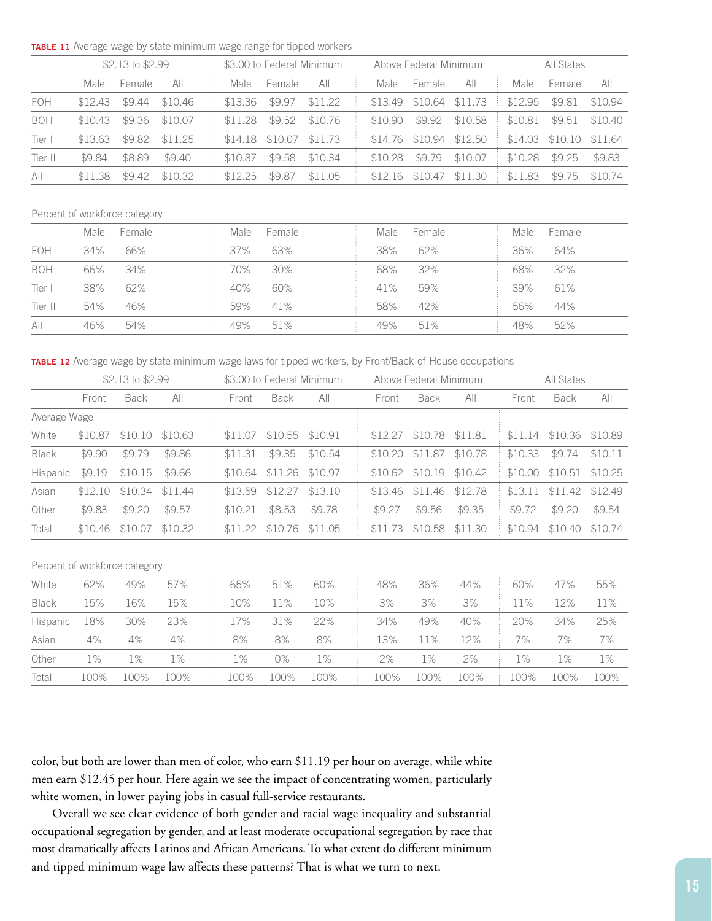**TABLE 11** Average wage by state minimum wage range for tipped workers

| | $2.13 to $2.99 | | | $3.00 to Federal Minimum | | | Above Federal Minimum | | | All States | | |
|---|---|---|---|---|---|---|---|---|---|---|---|---|
| | Male | Female | All | Male | Female | All | Male | Female | All | Male | Female | All |
| FOH | $12.43 | $9.44 | $10.46 | $13.36 | $9.97 | $11.22 | $13.49 | $10.64 | $11.73 | $12.95 | $9.81 | $10.94 |
| BOH | $10.43 | $9.36 | $10.07 | $11.28 | $9.52 | $10.76 | $10.90 | $9.92 | $10.58 | $10.81 | $9.51 | $10.40 |
| Tier I | $13.63 | $9.82 | $11.25 | $14.18 | $10.07 | $11.73 | $14.76 | $10.94 | $12.50 | $14.03 | $10.10 | $11.64 |
| Tier II | $9.84 | $8.89 | $9.40 | $10.87 | $9.58 | $10.34 | $10.28 | $9.79 | $10.07 | $10.28 | $9.25 | $9.83 |
| All | $11.38 | $9.42 | $10.32 | $12.25 | $9.87 | $11.05 | $12.16 | $10.47 | $11.30 | $11.83 | $9.75 | $10.74 |

Percent of workforce category

| | Male | Female | Male | Female | Male | Female | Male | Female |
|---|---|---|---|---|---|---|---|---|
| FOH | 34% | 66% | 37% | 63% | 38% | 62% | 36% | 64% |
| BOH | 66% | 34% | 70% | 30% | 68% | 32% | 68% | 32% |
| Tier I | 38% | 62% | 40% | 60% | 41% | 59% | 39% | 61% |
| Tier II | 54% | 46% | 59% | 41% | 58% | 42% | 56% | 44% |
| All | 46% | 54% | 49% | 51% | 49% | 51% | 48% | 52% |

**TABLE 12** Average wage by state minimum wage laws for tipped workers, by Front/Back-of-House occupations

| | $2.13 to $2.99 | | | $3.00 to Federal Minimum | | | Above Federal Minimum | | | All States | | |
|---|---|---|---|---|---|---|---|---|---|---|---|---|
| | Front | Back | All | Front | Back | All | Front | Back | All | Front | Back | All |
| Average Wage | | | | | | | | | | | | |
| White | $10.87 | $10.10 | $10.63 | $11.07 | $10.55 | $10.91 | $12.27 | $10.78 | $11.81 | $11.14 | $10.36 | $10.89 |
| Black | $9.90 | $9.79 | $9.86 | $11.31 | $9.35 | $10.54 | $10.20 | $11.87 | $10.78 | $10.33 | $9.74 | $10.11 |
| Hispanic | $9.19 | $10.15 | $9.66 | $10.64 | $11.26 | $10.97 | $10.62 | $10.19 | $10.42 | $10.00 | $10.51 | $10.25 |
| Asian | $12.10 | $10.34 | $11.44 | $13.59 | $12.27 | $13.10 | $13.46 | $11.46 | $12.78 | $13.11 | $11.42 | $12.49 |
| Other | $9.83 | $9.20 | $9.57 | $10.21 | $8.53 | $9.78 | $9.27 | $9.56 | $9.35 | $9.72 | $9.20 | $9.54 |
| Total | $10.46 | $10.07 | $10.32 | $11.22 | $10.76 | $11.05 | $11.73 | $10.58 | $11.30 | $10.94 | $10.40 | $10.74 |

Percent of workforce category

| | | | | | | | | | | | | |
|---|---|---|---|---|---|---|---|---|---|---|---|---|
| White | 62% | 49% | 57% | 65% | 51% | 60% | 48% | 36% | 44% | 60% | 47% | 55% |
| Black | 15% | 16% | 15% | 10% | 11% | 10% | 3% | 3% | 3% | 11% | 12% | 11% |
| Hispanic | 18% | 30% | 23% | 17% | 31% | 22% | 34% | 49% | 40% | 20% | 34% | 25% |
| Asian | 4% | 4% | 4% | 8% | 8% | 8% | 13% | 11% | 12% | 7% | 7% | 7% |
| Other | 1% | 1% | 1% | 1% | 0% | 1% | 2% | 1% | 2% | 1% | 1% | 1% |
| Total | 100% | 100% | 100% | 100% | 100% | 100% | 100% | 100% | 100% | 100% | 100% | 100% |

color, but both are lower than men of color, who earn $11.19 per hour on average, while white men earn $12.45 per hour. Here again we see the impact of concentrating women, particularly white women, in lower paying jobs in casual full-service restaurants.

Overall we see clear evidence of both gender and racial wage inequality and substantial occupational segregation by gender, and at least moderate occupational segregation by race that most dramatically affects Latinos and African Americans. To what extent do different minimum and tipped minimum wage law affects these patterns? That is what we turn to next.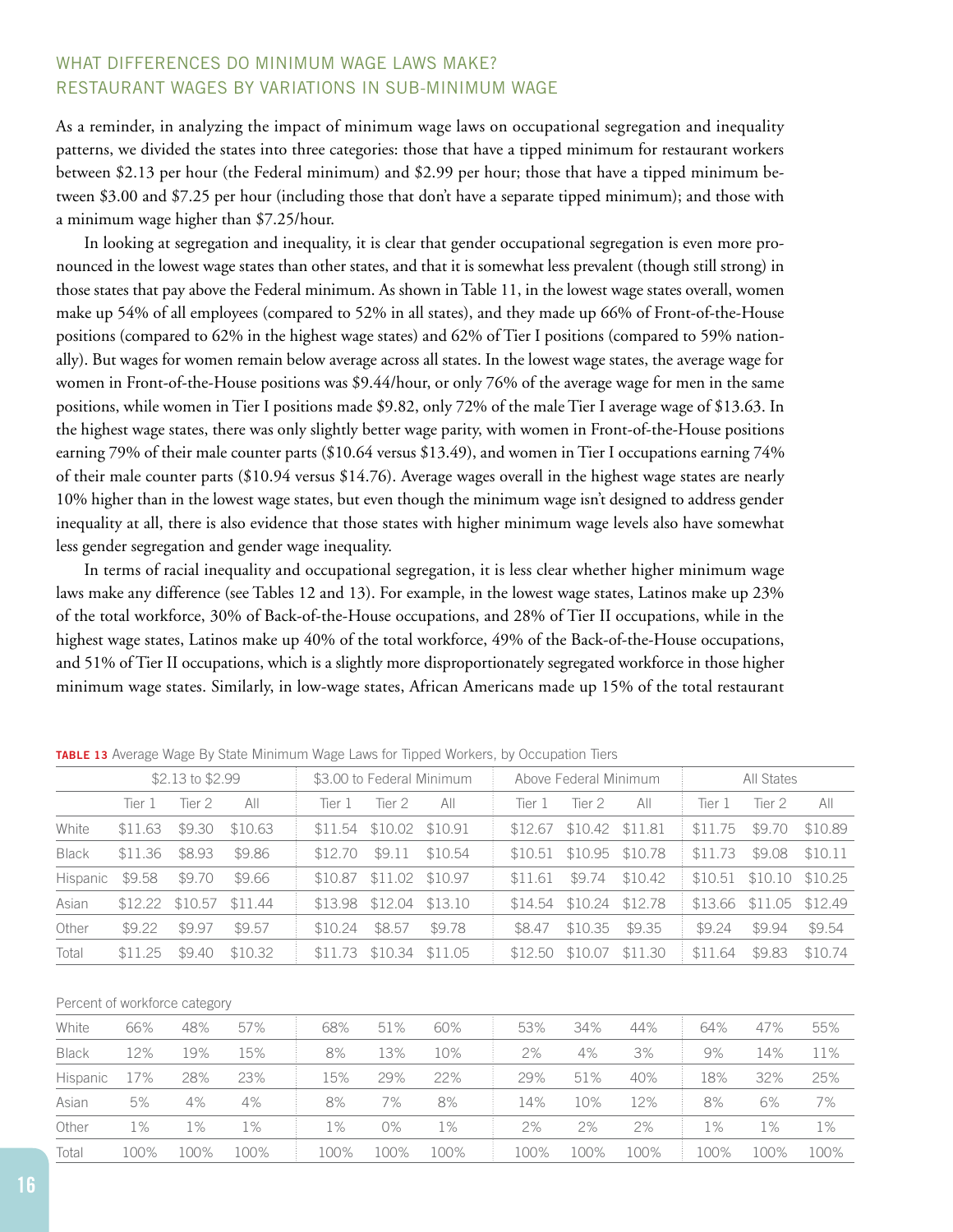## WHAT DIFFERENCES DO MINIMUM WAGE LAWS MAKE? RESTAURANT WAGES BY VARIATIONS IN SUB-MINIMUM WAGE

As a reminder, in analyzing the impact of minimum wage laws on occupational segregation and inequality patterns, we divided the states into three categories: those that have a tipped minimum for restaurant workers between $2.13 per hour (the Federal minimum) and $2.99 per hour; those that have a tipped minimum between $3.00 and $7.25 per hour (including those that don't have a separate tipped minimum); and those with a minimum wage higher than $7.25/hour.

In looking at segregation and inequality, it is clear that gender occupational segregation is even more pronounced in the lowest wage states than other states, and that it is somewhat less prevalent (though still strong) in those states that pay above the Federal minimum. As shown in Table 11, in the lowest wage states overall, women make up 54% of all employees (compared to 52% in all states), and they made up 66% of Front-of-the-House positions (compared to 62% in the highest wage states) and 62% of Tier I positions (compared to 59% nationally). But wages for women remain below average across all states. In the lowest wage states, the average wage for women in Front-of-the-House positions was $9.44/hour, or only 76% of the average wage for men in the same positions, while women in Tier I positions made $9.82, only 72% of the male Tier I average wage of $13.63. In the highest wage states, there was only slightly better wage parity, with women in Front-of-the-House positions earning 79% of their male counter parts ($10.64 versus $13.49), and women in Tier I occupations earning 74% of their male counter parts ($10.94 versus $14.76). Average wages overall in the highest wage states are nearly 10% higher than in the lowest wage states, but even though the minimum wage isn't designed to address gender inequality at all, there is also evidence that those states with higher minimum wage levels also have somewhat less gender segregation and gender wage inequality.

In terms of racial inequality and occupational segregation, it is less clear whether higher minimum wage laws make any difference (see Tables 12 and 13). For example, in the lowest wage states, Latinos make up 23% of the total workforce, 30% of Back-of-the-House occupations, and 28% of Tier II occupations, while in the highest wage states, Latinos make up 40% of the total workforce, 49% of the Back-of-the-House occupations, and 51% of Tier II occupations, which is a slightly more disproportionately segregated workforce in those higher minimum wage states. Similarly, in low-wage states, African Americans made up 15% of the total restaurant

**TABLE 13** Average Wage By State Minimum Wage Laws for Tipped Workers, by Occupation Tiers

| | $2.13 to $2.99 | | | $3.00 to Federal Minimum | | | Above Federal Minimum | | | All States | | |
|---|---|---|---|---|---|---|---|---|---|---|---|---|
| | Tier 1 | Tier 2 | All | Tier 1 | Tier 2 | All | Tier 1 | Tier 2 | All | Tier 1 | Tier 2 | All |
| White | $11.63 | $9.30 | $10.63 | $11.54 | $10.02 | $10.91 | $12.67 | $10.42 | $11.81 | $11.75 | $9.70 | $10.89 |
| Black | $11.36 | $8.93 | $9.86 | $12.70 | $9.11 | $10.54 | $10.51 | $10.95 | $10.78 | $11.73 | $9.08 | $10.11 |
| Hispanic | $9.58 | $9.70 | $9.66 | $10.87 | $11.02 | $10.97 | $11.61 | $9.74 | $10.42 | $10.51 | $10.10 | $10.25 |
| Asian | $12.22 | $10.57 | $11.44 | $13.98 | $12.04 | $13.10 | $14.54 | $10.24 | $12.78 | $13.66 | $11.05 | $12.49 |
| Other | $9.22 | $9.97 | $9.57 | $10.24 | $8.57 | $9.78 | $8.47 | $10.35 | $9.35 | $9.24 | $9.94 | $9.54 |
| Total | $11.25 | $9.40 | $10.32 | $11.73 | $10.34 | $11.05 | $12.50 | $10.07 | $11.30 | $11.64 | $9.83 | $10.74 |
| **Percent of workforce category** | | | | | | | | | | | | |
| White | 66% | 48% | 57% | 68% | 51% | 60% | 53% | 34% | 44% | 64% | 47% | 55% |
| Black | 12% | 19% | 15% | 8% | 13% | 10% | 2% | 4% | 3% | 9% | 14% | 11% |
| Hispanic | 17% | 28% | 23% | 15% | 29% | 22% | 29% | 51% | 40% | 18% | 32% | 25% |
| Asian | 5% | 4% | 4% | 8% | 7% | 8% | 14% | 10% | 12% | 8% | 6% | 7% |
| Other | 1% | 1% | 1% | 1% | 0% | 1% | 2% | 2% | 2% | 1% | 1% | 1% |
| Total | 100% | 100% | 100% | 100% | 100% | 100% | 100% | 100% | 100% | 100% | 100% | 100% |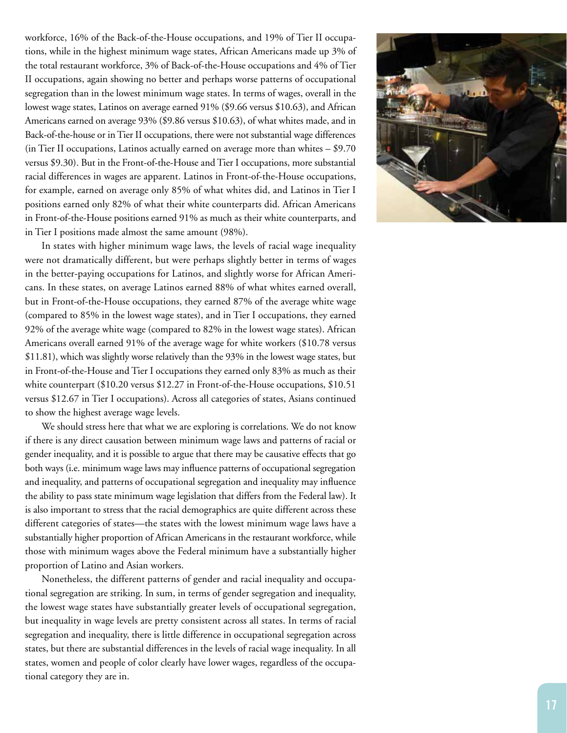workforce, 16% of the Back-of-the-House occupations, and 19% of Tier II occupations, while in the highest minimum wage states, African Americans made up 3% of the total restaurant workforce, 3% of Back-of-the-House occupations and 4% of Tier II occupations, again showing no better and perhaps worse patterns of occupational segregation than in the lowest minimum wage states. In terms of wages, overall in the lowest wage states, Latinos on average earned 91% ($9.66 versus $10.63), and African Americans earned on average 93% ($9.86 versus $10.63), of what whites made, and in Back-of-the-house or in Tier II occupations, there were not substantial wage differences (in Tier II occupations, Latinos actually earned on average more than whites – $9.70 versus $9.30). But in the Front-of-the-House and Tier I occupations, more substantial racial differences in wages are apparent. Latinos in Front-of-the-House occupations, for example, earned on average only 85% of what whites did, and Latinos in Tier I positions earned only 82% of what their white counterparts did. African Americans in Front-of-the-House positions earned 91% as much as their white counterparts, and in Tier I positions made almost the same amount (98%).

In states with higher minimum wage laws, the levels of racial wage inequality were not dramatically different, but were perhaps slightly better in terms of wages in the better-paying occupations for Latinos, and slightly worse for African Americans. In these states, on average Latinos earned 88% of what whites earned overall, but in Front-of-the-House occupations, they earned 87% of the average white wage (compared to 85% in the lowest wage states), and in Tier I occupations, they earned 92% of the average white wage (compared to 82% in the lowest wage states). African Americans overall earned 91% of the average wage for white workers ($10.78 versus $11.81), which was slightly worse relatively than the 93% in the lowest wage states, but in Front-of-the-House and Tier I occupations they earned only 83% as much as their white counterpart ($10.20 versus $12.27 in Front-of-the-House occupations, $10.51 versus $12.67 in Tier I occupations). Across all categories of states, Asians continued to show the highest average wage levels.

We should stress here that what we are exploring is correlations. We do not know if there is any direct causation between minimum wage laws and patterns of racial or gender inequality, and it is possible to argue that there may be causative effects that go both ways (i.e. minimum wage laws may influence patterns of occupational segregation and inequality, and patterns of occupational segregation and inequality may influence the ability to pass state minimum wage legislation that differs from the Federal law). It is also important to stress that the racial demographics are quite different across these different categories of states—the states with the lowest minimum wage laws have a substantially higher proportion of African Americans in the restaurant workforce, while those with minimum wages above the Federal minimum have a substantially higher proportion of Latino and Asian workers.

Nonetheless, the different patterns of gender and racial inequality and occupational segregation are striking. In sum, in terms of gender segregation and inequality, the lowest wage states have substantially greater levels of occupational segregation, but inequality in wage levels are pretty consistent across all states. In terms of racial segregation and inequality, there is little difference in occupational segregation across states, but there are substantial differences in the levels of racial wage inequality. In all states, women and people of color clearly have lower wages, regardless of the occupational category they are in.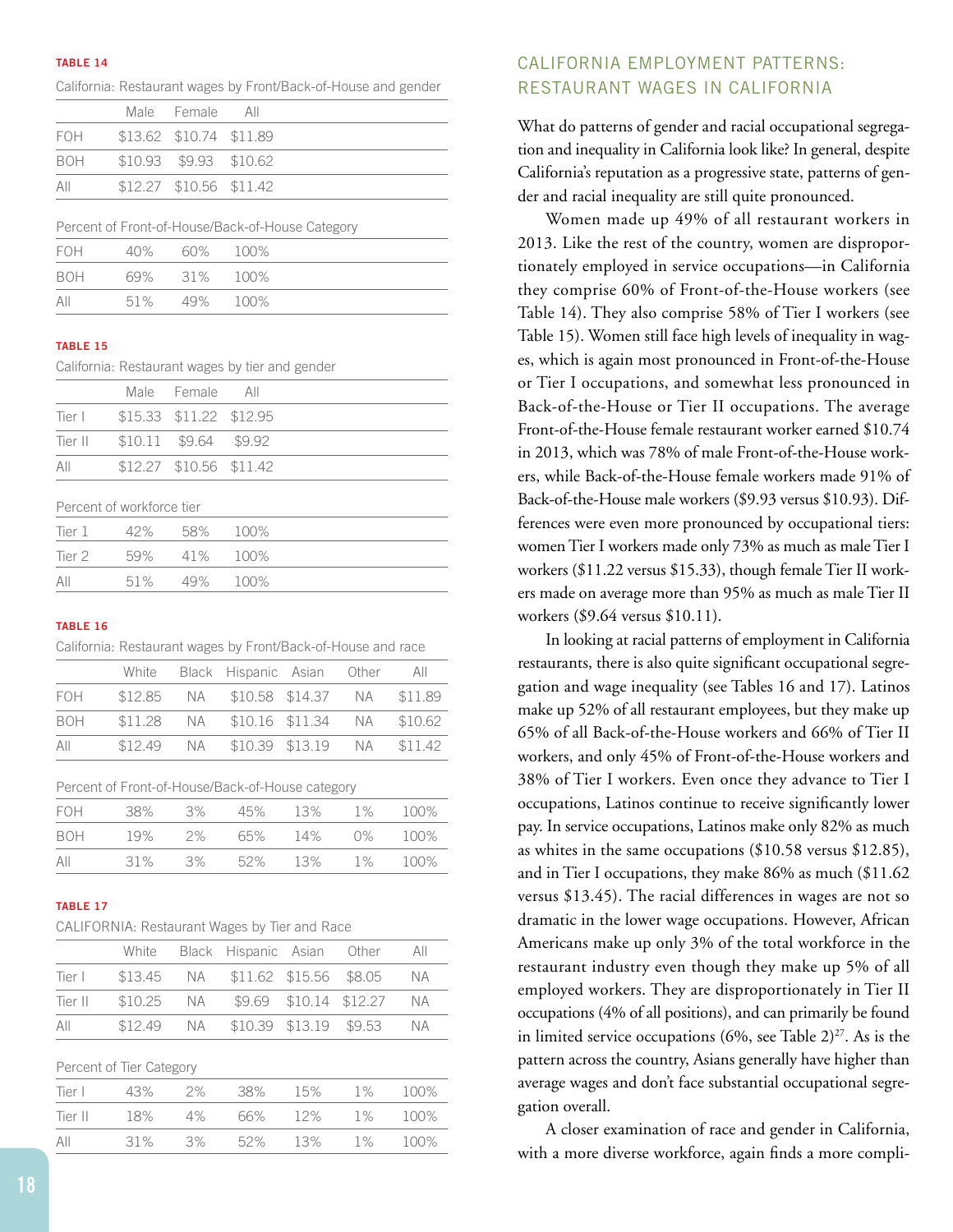**TABLE 14**

California: Restaurant wages by Front/Back-of-House and gender

| | Male | Female | All |
|---|---|---|---|
| FOH | $13.62 | $10.74 | $11.89 |
| BOH | $10.93 | $9.93 | $10.62 |
| All | $12.27 | $10.56 | $11.42 |
| **Percent of Front-of-House/Back-of-House Category** | | | |
| FOH | 40% | 60% | 100% |
| BOH | 69% | 31% | 100% |
| All | 51% | 49% | 100% |

**TABLE 15**

California: Restaurant wages by tier and gender

| | Male | Female | All |
|---|---|---|---|
| Tier I | $15.33 | $11.22 | $12.95 |
| Tier II | $10.11 | $9.64 | $9.92 |
| All | $12.27 | $10.56 | $11.42 |
| **Percent of workforce tier** | | | |
| Tier 1 | 42% | 58% | 100% |
| Tier 2 | 59% | 41% | 100% |
| All | 51% | 49% | 100% |

**TABLE 16**

California: Restaurant wages by Front/Back-of-House and race

| | White | Black | Hispanic | Asian | Other | All |
|---|---|---|---|---|---|---|
| FOH | $12.85 | NA | $10.58 | $14.37 | NA | $11.89 |
| BOH | $11.28 | NA | $10.16 | $11.34 | NA | $10.62 |
| All | $12.49 | NA | $10.39 | $13.19 | NA | $11.42 |
| **Percent of Front-of-House/Back-of-House category** | | | | | | |
| FOH | 38% | 3% | 45% | 13% | 1% | 100% |
| BOH | 19% | 2% | 65% | 14% | 0% | 100% |
| All | 31% | 3% | 52% | 13% | 1% | 100% |

**TABLE 17**

CALIFORNIA: Restaurant Wages by Tier and Race

| | White | Black | Hispanic | Asian | Other | All |
|---|---|---|---|---|---|---|
| Tier I | $13.45 | NA | $11.62 | $15.56 | $8.05 | NA |
| Tier II | $10.25 | NA | $9.69 | $10.14 | $12.27 | NA |
| All | $12.49 | NA | $10.39 | $13.19 | $9.53 | NA |
| **Percent of Tier Category** | | | | | | |
| Tier I | 43% | 2% | 38% | 15% | 1% | 100% |
| Tier II | 18% | 4% | 66% | 12% | 1% | 100% |
| All | 31% | 3% | 52% | 13% | 1% | 100% |

## CALIFORNIA EMPLOYMENT PATTERNS: RESTAURANT WAGES IN CALIFORNIA

What do patterns of gender and racial occupational segregation and inequality in California look like? In general, despite California's reputation as a progressive state, patterns of gender and racial inequality are still quite pronounced.

Women made up 49% of all restaurant workers in 2013. Like the rest of the country, women are disproportionately employed in service occupations—in California they comprise 60% of Front-of-the-House workers (see Table 14). They also comprise 58% of Tier I workers (see Table 15). Women still face high levels of inequality in wages, which is again most pronounced in Front-of-the-House or Tier I occupations, and somewhat less pronounced in Back-of-the-House or Tier II occupations. The average Front-of-the-House female restaurant worker earned $10.74 in 2013, which was 78% of male Front-of-the-House workers, while Back-of-the-House female workers made 91% of Back-of-the-House male workers ($9.93 versus $10.93). Differences were even more pronounced by occupational tiers: women Tier I workers made only 73% as much as male Tier I workers ($11.22 versus $15.33), though female Tier II workers made on average more than 95% as much as male Tier II workers ($9.64 versus $10.11).

In looking at racial patterns of employment in California restaurants, there is also quite significant occupational segregation and wage inequality (see Tables 16 and 17). Latinos make up 52% of all restaurant employees, but they make up 65% of all Back-of-the-House workers and 66% of Tier II workers, and only 45% of Front-of-the-House workers and 38% of Tier I workers. Even once they advance to Tier I occupations, Latinos continue to receive significantly lower pay. In service occupations, Latinos make only 82% as much as whites in the same occupations ($10.58 versus $12.85), and in Tier I occupations, they make 86% as much ($11.62 versus $13.45). The racial differences in wages are not so dramatic in the lower wage occupations. However, African Americans make up only 3% of the total workforce in the restaurant industry even though they make up 5% of all employed workers. They are disproportionately in Tier II occupations (4% of all positions), and can primarily be found in limited service occupations (6%, see Table 2)[27]. As is the pattern across the country, Asians generally have higher than average wages and don't face substantial occupational segregation overall.

A closer examination of race and gender in California, with a more diverse workforce, again finds a more compli-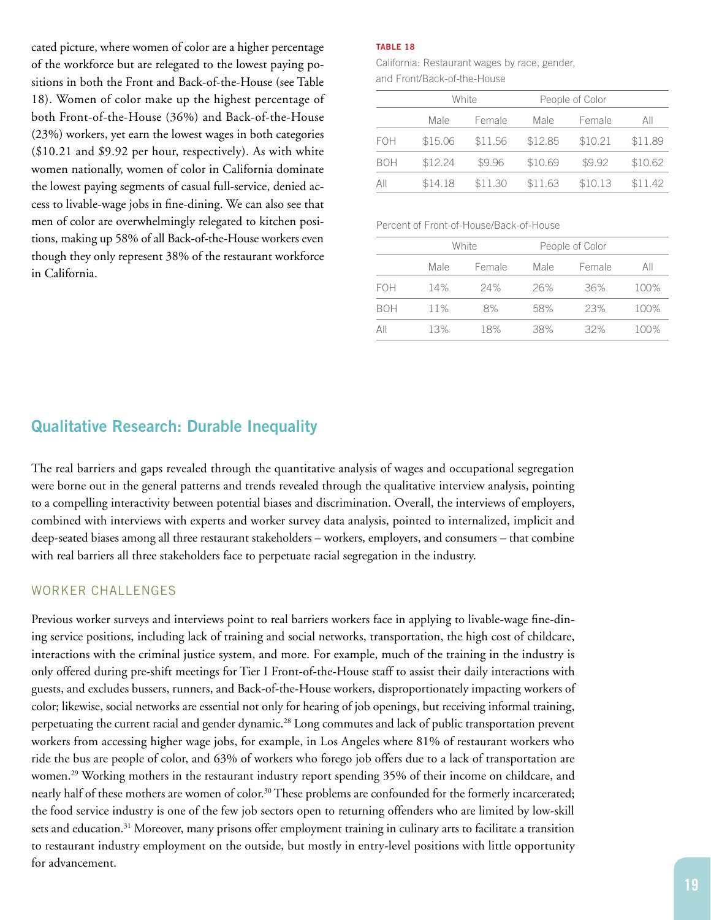cated picture, where women of color are a higher percentage of the workforce but are relegated to the lowest paying positions in both the Front and Back-of-the-House (see Table 18). Women of color make up the highest percentage of both Front-of-the-House (36%) and Back-of-the-House (23%) workers, yet earn the lowest wages in both categories ($10.21 and $9.92 per hour, respectively). As with white women nationally, women of color in California dominate the lowest paying segments of casual full-service, denied access to livable-wage jobs in fine-dining. We can also see that men of color are overwhelmingly relegated to kitchen positions, making up 58% of all Back-of-the-House workers even though they only represent 38% of the restaurant workforce in California.

**TABLE 18**

California: Restaurant wages by race, gender, and Front/Back-of-the-House

| | White | | People of Color | | |
|---|---|---|---|---|---|
| | Male | Female | Male | Female | All |
| FOH | $15.06 | $11.56 | $12.85 | $10.21 | $11.89 |
| BOH | $12.24 | $9.96 | $10.69 | $9.92 | $10.62 |
| All | $14.18 | $11.30 | $11.63 | $10.13 | $11.42 |

Percent of Front-of-House/Back-of-House

| | White | | People of Color | | |
|---|---|---|---|---|---|
| | Male | Female | Male | Female | All |
| FOH | 14% | 24% | 26% | 36% | 100% |
| BOH | 11% | 8% | 58% | 23% | 100% |
| All | 13% | 18% | 38% | 32% | 100% |

## Qualitative Research: Durable Inequality

The real barriers and gaps revealed through the quantitative analysis of wages and occupational segregation were borne out in the general patterns and trends revealed through the qualitative interview analysis, pointing to a compelling interactivity between potential biases and discrimination. Overall, the interviews of employers, combined with interviews with experts and worker survey data analysis, pointed to internalized, implicit and deep-seated biases among all three restaurant stakeholders – workers, employers, and consumers – that combine with real barriers all three stakeholders face to perpetuate racial segregation in the industry.

### WORKER CHALLENGES

Previous worker surveys and interviews point to real barriers workers face in applying to livable-wage fine-dining service positions, including lack of training and social networks, transportation, the high cost of childcare, interactions with the criminal justice system, and more. For example, much of the training in the industry is only offered during pre-shift meetings for Tier I Front-of-the-House staff to assist their daily interactions with guests, and excludes bussers, runners, and Back-of-the-House workers, disproportionately impacting workers of color; likewise, social networks are essential not only for hearing of job openings, but receiving informal training, perpetuating the current racial and gender dynamic.[28] Long commutes and lack of public transportation prevent workers from accessing higher wage jobs, for example, in Los Angeles where 81% of restaurant workers who ride the bus are people of color, and 63% of workers who forego job offers due to a lack of transportation are women.[29] Working mothers in the restaurant industry report spending 35% of their income on childcare, and nearly half of these mothers are women of color.[30] These problems are confounded for the formerly incarcerated; the food service industry is one of the few job sectors open to returning offenders who are limited by low-skill sets and education.[31] Moreover, many prisons offer employment training in culinary arts to facilitate a transition to restaurant industry employment on the outside, but mostly in entry-level positions with little opportunity for advancement.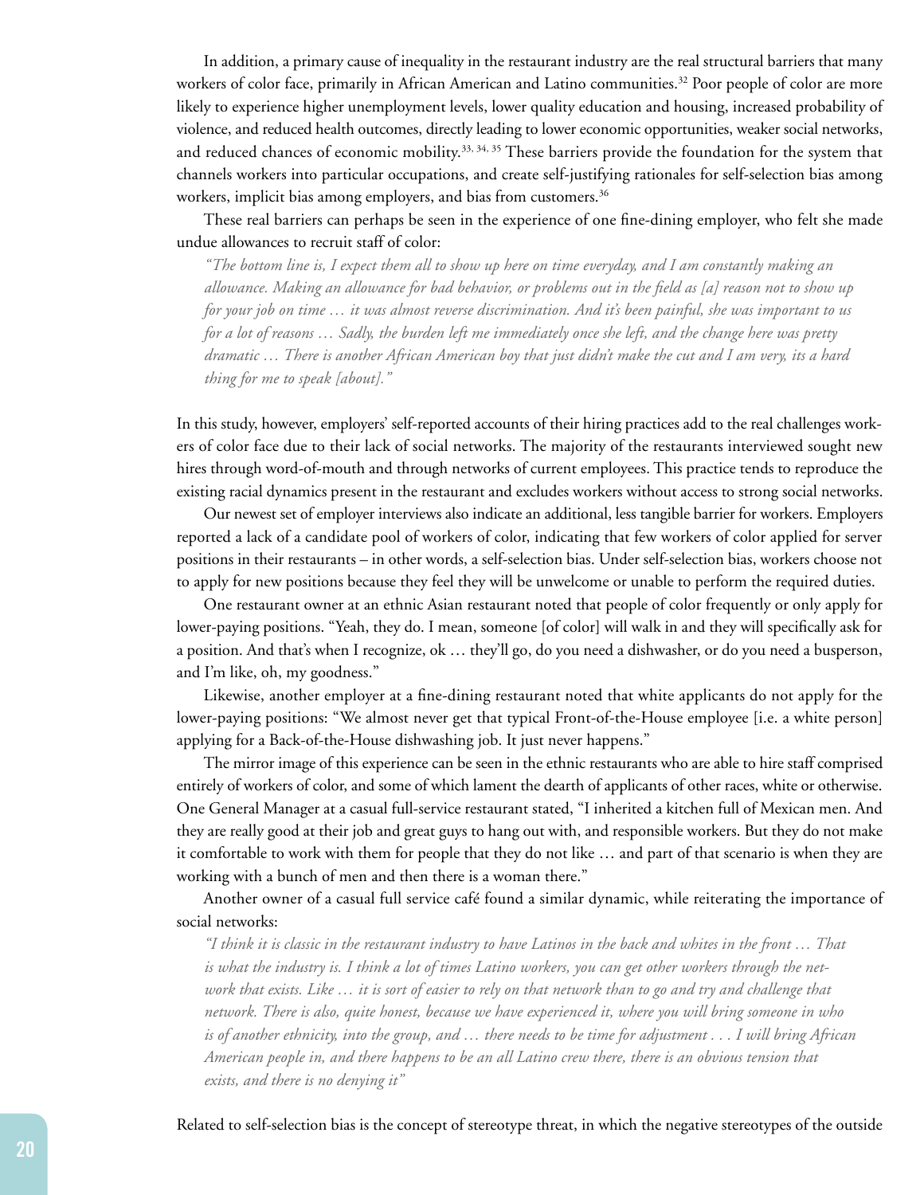In addition, a primary cause of inequality in the restaurant industry are the real structural barriers that many workers of color face, primarily in African American and Latino communities.[32] Poor people of color are more likely to experience higher unemployment levels, lower quality education and housing, increased probability of violence, and reduced health outcomes, directly leading to lower economic opportunities, weaker social networks, and reduced chances of economic mobility.[33, 34, 35] These barriers provide the foundation for the system that channels workers into particular occupations, and create self-justifying rationales for self-selection bias among workers, implicit bias among employers, and bias from customers.[36]

These real barriers can perhaps be seen in the experience of one fine-dining employer, who felt she made undue allowances to recruit staff of color:

> *"The bottom line is, I expect them all to show up here on time everyday, and I am constantly making an allowance. Making an allowance for bad behavior, or problems out in the field as [a] reason not to show up for your job on time … it was almost reverse discrimination. And it's been painful, she was important to us for a lot of reasons … Sadly, the burden left me immediately once she left, and the change here was pretty dramatic … There is another African American boy that just didn't make the cut and I am very, its a hard thing for me to speak [about]."*

In this study, however, employers' self-reported accounts of their hiring practices add to the real challenges workers of color face due to their lack of social networks. The majority of the restaurants interviewed sought new hires through word-of-mouth and through networks of current employees. This practice tends to reproduce the existing racial dynamics present in the restaurant and excludes workers without access to strong social networks.

Our newest set of employer interviews also indicate an additional, less tangible barrier for workers. Employers reported a lack of a candidate pool of workers of color, indicating that few workers of color applied for server positions in their restaurants – in other words, a self-selection bias. Under self-selection bias, workers choose not to apply for new positions because they feel they will be unwelcome or unable to perform the required duties.

One restaurant owner at an ethnic Asian restaurant noted that people of color frequently or only apply for lower-paying positions. "Yeah, they do. I mean, someone [of color] will walk in and they will specifically ask for a position. And that's when I recognize, ok … they'll go, do you need a dishwasher, or do you need a busperson, and I'm like, oh, my goodness."

Likewise, another employer at a fine-dining restaurant noted that white applicants do not apply for the lower-paying positions: "We almost never get that typical Front-of-the-House employee [i.e. a white person] applying for a Back-of-the-House dishwashing job. It just never happens."

The mirror image of this experience can be seen in the ethnic restaurants who are able to hire staff comprised entirely of workers of color, and some of which lament the dearth of applicants of other races, white or otherwise. One General Manager at a casual full-service restaurant stated, "I inherited a kitchen full of Mexican men. And they are really good at their job and great guys to hang out with, and responsible workers. But they do not make it comfortable to work with them for people that they do not like … and part of that scenario is when they are working with a bunch of men and then there is a woman there."

Another owner of a casual full service café found a similar dynamic, while reiterating the importance of social networks:

> *"I think it is classic in the restaurant industry to have Latinos in the back and whites in the front … That is what the industry is. I think a lot of times Latino workers, you can get other workers through the network that exists. Like … it is sort of easier to rely on that network than to go and try and challenge that network. There is also, quite honest, because we have experienced it, where you will bring someone in who is of another ethnicity, into the group, and … there needs to be time for adjustment . . . I will bring African American people in, and there happens to be an all Latino crew there, there is an obvious tension that exists, and there is no denying it"*

Related to self-selection bias is the concept of stereotype threat, in which the negative stereotypes of the outside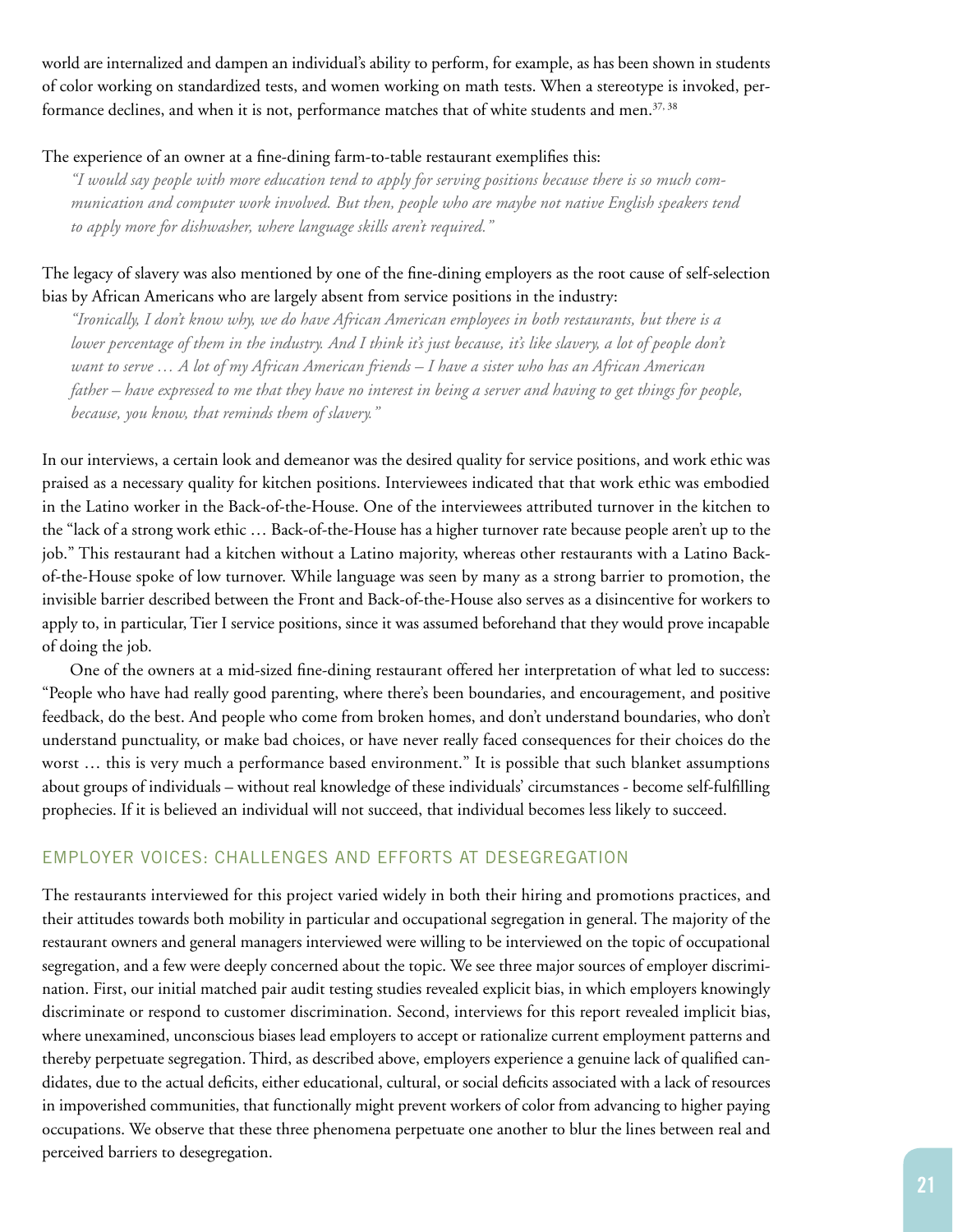world are internalized and dampen an individual's ability to perform, for example, as has been shown in students of color working on standardized tests, and women working on math tests. When a stereotype is invoked, performance declines, and when it is not, performance matches that of white students and men.[37, 38]

The experience of an owner at a fine-dining farm-to-table restaurant exemplifies this:

> *"I would say people with more education tend to apply for serving positions because there is so much communication and computer work involved. But then, people who are maybe not native English speakers tend to apply more for dishwasher, where language skills aren't required."*

The legacy of slavery was also mentioned by one of the fine-dining employers as the root cause of self-selection bias by African Americans who are largely absent from service positions in the industry:

> *"Ironically, I don't know why, we do have African American employees in both restaurants, but there is a lower percentage of them in the industry. And I think it's just because, it's like slavery, a lot of people don't want to serve … A lot of my African American friends – I have a sister who has an African American father – have expressed to me that they have no interest in being a server and having to get things for people, because, you know, that reminds them of slavery."*

In our interviews, a certain look and demeanor was the desired quality for service positions, and work ethic was praised as a necessary quality for kitchen positions. Interviewees indicated that that work ethic was embodied in the Latino worker in the Back-of-the-House. One of the interviewees attributed turnover in the kitchen to the "lack of a strong work ethic … Back-of-the-House has a higher turnover rate because people aren't up to the job." This restaurant had a kitchen without a Latino majority, whereas other restaurants with a Latino Back-of-the-House spoke of low turnover. While language was seen by many as a strong barrier to promotion, the invisible barrier described between the Front and Back-of-the-House also serves as a disincentive for workers to apply to, in particular, Tier I service positions, since it was assumed beforehand that they would prove incapable of doing the job.

One of the owners at a mid-sized fine-dining restaurant offered her interpretation of what led to success: "People who have had really good parenting, where there's been boundaries, and encouragement, and positive feedback, do the best. And people who come from broken homes, and don't understand boundaries, who don't understand punctuality, or make bad choices, or have never really faced consequences for their choices do the worst … this is very much a performance based environment." It is possible that such blanket assumptions about groups of individuals – without real knowledge of these individuals' circumstances - become self-fulfilling prophecies. If it is believed an individual will not succeed, that individual becomes less likely to succeed.

## EMPLOYER VOICES: CHALLENGES AND EFFORTS AT DESEGREGATION

The restaurants interviewed for this project varied widely in both their hiring and promotions practices, and their attitudes towards both mobility in particular and occupational segregation in general. The majority of the restaurant owners and general managers interviewed were willing to be interviewed on the topic of occupational segregation, and a few were deeply concerned about the topic. We see three major sources of employer discrimination. First, our initial matched pair audit testing studies revealed explicit bias, in which employers knowingly discriminate or respond to customer discrimination. Second, interviews for this report revealed implicit bias, where unexamined, unconscious biases lead employers to accept or rationalize current employment patterns and thereby perpetuate segregation. Third, as described above, employers experience a genuine lack of qualified candidates, due to the actual deficits, either educational, cultural, or social deficits associated with a lack of resources in impoverished communities, that functionally might prevent workers of color from advancing to higher paying occupations. We observe that these three phenomena perpetuate one another to blur the lines between real and perceived barriers to desegregation.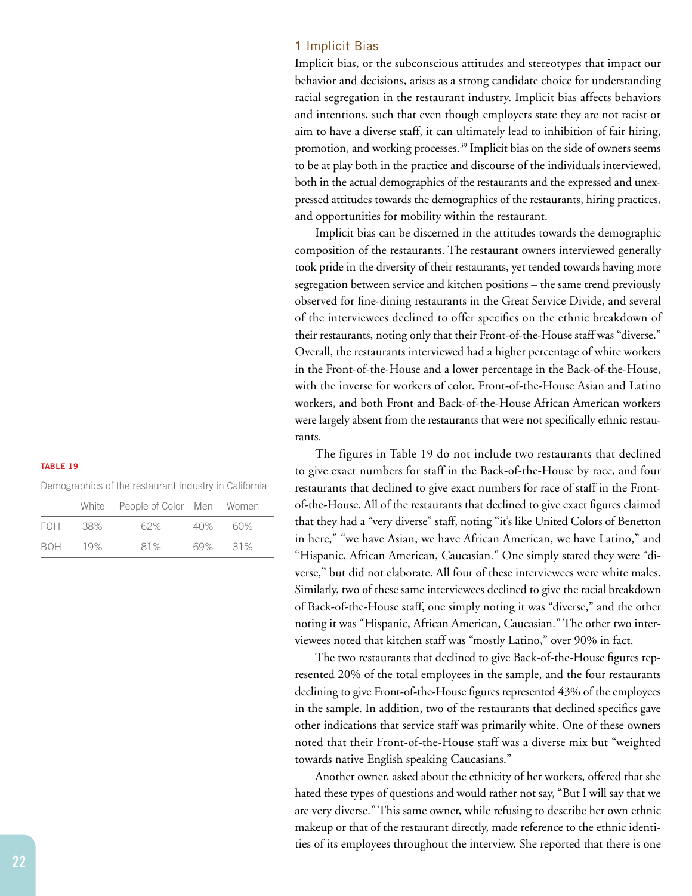## 1 Implicit Bias

Implicit bias, or the subconscious attitudes and stereotypes that impact our behavior and decisions, arises as a strong candidate choice for understanding racial segregation in the restaurant industry. Implicit bias affects behaviors and intentions, such that even though employers state they are not racist or aim to have a diverse staff, it can ultimately lead to inhibition of fair hiring, promotion, and working processes.[39] Implicit bias on the side of owners seems to be at play both in the practice and discourse of the individuals interviewed, both in the actual demographics of the restaurants and the expressed and unexpressed attitudes towards the demographics of the restaurants, hiring practices, and opportunities for mobility within the restaurant.

Implicit bias can be discerned in the attitudes towards the demographic composition of the restaurants. The restaurant owners interviewed generally took pride in the diversity of their restaurants, yet tended towards having more segregation between service and kitchen positions – the same trend previously observed for fine-dining restaurants in the Great Service Divide, and several of the interviewees declined to offer specifics on the ethnic breakdown of their restaurants, noting only that their Front-of-the-House staff was "diverse." Overall, the restaurants interviewed had a higher percentage of white workers in the Front-of-the-House and a lower percentage in the Back-of-the-House, with the inverse for workers of color. Front-of-the-House Asian and Latino workers, and both Front and Back-of-the-House African American workers were largely absent from the restaurants that were not specifically ethnic restaurants.

**TABLE 19**

Demographics of the restaurant industry in California

| | White | People of Color | Men | Women |
|---|---|---|---|---|
| FOH | 38% | 62% | 40% | 60% |
| BOH | 19% | 81% | 69% | 31% |

The figures in Table 19 do not include two restaurants that declined to give exact numbers for staff in the Back-of-the-House by race, and four restaurants that declined to give exact numbers for race of staff in the Front-of-the-House. All of the restaurants that declined to give exact figures claimed that they had a "very diverse" staff, noting "it's like United Colors of Benetton in here," "we have Asian, we have African American, we have Latino," and "Hispanic, African American, Caucasian." One simply stated they were "diverse," but did not elaborate. All four of these interviewees were white males. Similarly, two of these same interviewees declined to give the racial breakdown of Back-of-the-House staff, one simply noting it was "diverse," and the other noting it was "Hispanic, African American, Caucasian." The other two interviewees noted that kitchen staff was "mostly Latino," over 90% in fact.

The two restaurants that declined to give Back-of-the-House figures represented 20% of the total employees in the sample, and the four restaurants declining to give Front-of-the-House figures represented 43% of the employees in the sample. In addition, two of the restaurants that declined specifics gave other indications that service staff was primarily white. One of these owners noted that their Front-of-the-House staff was a diverse mix but "weighted towards native English speaking Caucasians."

Another owner, asked about the ethnicity of her workers, offered that she hated these types of questions and would rather not say, "But I will say that we are very diverse." This same owner, while refusing to describe her own ethnic makeup or that of the restaurant directly, made reference to the ethnic identities of its employees throughout the interview. She reported that there is one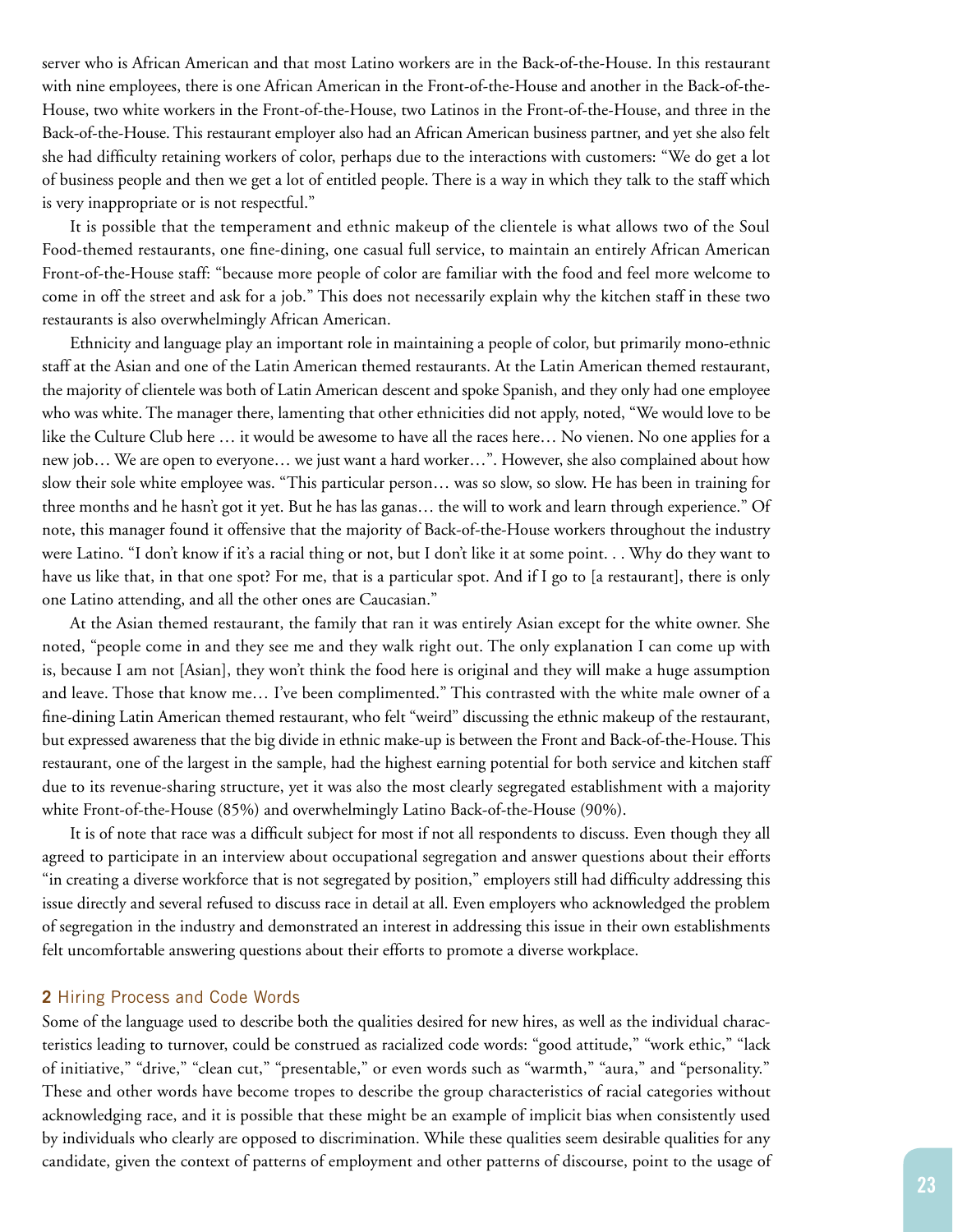server who is African American and that most Latino workers are in the Back-of-the-House. In this restaurant with nine employees, there is one African American in the Front-of-the-House and another in the Back-of-the-House, two white workers in the Front-of-the-House, two Latinos in the Front-of-the-House, and three in the Back-of-the-House. This restaurant employer also had an African American business partner, and yet she also felt she had difficulty retaining workers of color, perhaps due to the interactions with customers: "We do get a lot of business people and then we get a lot of entitled people. There is a way in which they talk to the staff which is very inappropriate or is not respectful."

It is possible that the temperament and ethnic makeup of the clientele is what allows two of the Soul Food-themed restaurants, one fine-dining, one casual full service, to maintain an entirely African American Front-of-the-House staff: "because more people of color are familiar with the food and feel more welcome to come in off the street and ask for a job." This does not necessarily explain why the kitchen staff in these two restaurants is also overwhelmingly African American.

Ethnicity and language play an important role in maintaining a people of color, but primarily mono-ethnic staff at the Asian and one of the Latin American themed restaurants. At the Latin American themed restaurant, the majority of clientele was both of Latin American descent and spoke Spanish, and they only had one employee who was white. The manager there, lamenting that other ethnicities did not apply, noted, "We would love to be like the Culture Club here … it would be awesome to have all the races here… No vienen. No one applies for a new job… We are open to everyone… we just want a hard worker…". However, she also complained about how slow their sole white employee was. "This particular person… was so slow, so slow. He has been in training for three months and he hasn't got it yet. But he has las ganas… the will to work and learn through experience." Of note, this manager found it offensive that the majority of Back-of-the-House workers throughout the industry were Latino. "I don't know if it's a racial thing or not, but I don't like it at some point. . . Why do they want to have us like that, in that one spot? For me, that is a particular spot. And if I go to [a restaurant], there is only one Latino attending, and all the other ones are Caucasian."

At the Asian themed restaurant, the family that ran it was entirely Asian except for the white owner. She noted, "people come in and they see me and they walk right out. The only explanation I can come up with is, because I am not [Asian], they won't think the food here is original and they will make a huge assumption and leave. Those that know me… I've been complimented." This contrasted with the white male owner of a fine-dining Latin American themed restaurant, who felt "weird" discussing the ethnic makeup of the restaurant, but expressed awareness that the big divide in ethnic make-up is between the Front and Back-of-the-House. This restaurant, one of the largest in the sample, had the highest earning potential for both service and kitchen staff due to its revenue-sharing structure, yet it was also the most clearly segregated establishment with a majority white Front-of-the-House (85%) and overwhelmingly Latino Back-of-the-House (90%).

It is of note that race was a difficult subject for most if not all respondents to discuss. Even though they all agreed to participate in an interview about occupational segregation and answer questions about their efforts "in creating a diverse workforce that is not segregated by position," employers still had difficulty addressing this issue directly and several refused to discuss race in detail at all. Even employers who acknowledged the problem of segregation in the industry and demonstrated an interest in addressing this issue in their own establishments felt uncomfortable answering questions about their efforts to promote a diverse workplace.

## 2 Hiring Process and Code Words

Some of the language used to describe both the qualities desired for new hires, as well as the individual characteristics leading to turnover, could be construed as racialized code words: "good attitude," "work ethic," "lack of initiative," "drive," "clean cut," "presentable," or even words such as "warmth," "aura," and "personality." These and other words have become tropes to describe the group characteristics of racial categories without acknowledging race, and it is possible that these might be an example of implicit bias when consistently used by individuals who clearly are opposed to discrimination. While these qualities seem desirable qualities for any candidate, given the context of patterns of employment and other patterns of discourse, point to the usage of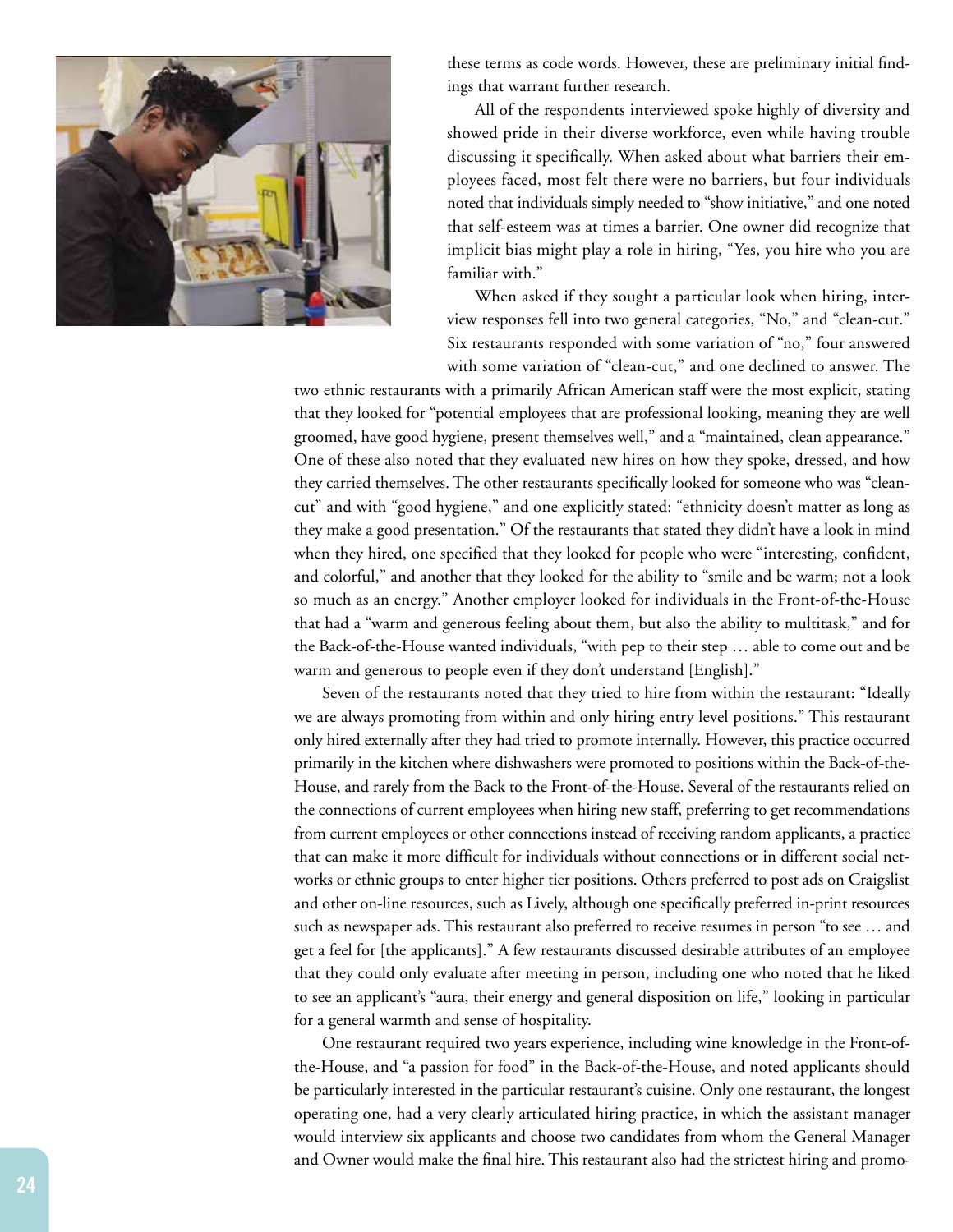these terms as code words. However, these are preliminary initial findings that warrant further research.

All of the respondents interviewed spoke highly of diversity and showed pride in their diverse workforce, even while having trouble discussing it specifically. When asked about what barriers their employees faced, most felt there were no barriers, but four individuals noted that individuals simply needed to "show initiative," and one noted that self-esteem was at times a barrier. One owner did recognize that implicit bias might play a role in hiring, "Yes, you hire who you are familiar with."

When asked if they sought a particular look when hiring, interview responses fell into two general categories, "No," and "clean-cut." Six restaurants responded with some variation of "no," four answered with some variation of "clean-cut," and one declined to answer. The two ethnic restaurants with a primarily African American staff were the most explicit, stating that they looked for "potential employees that are professional looking, meaning they are well groomed, have good hygiene, present themselves well," and a "maintained, clean appearance." One of these also noted that they evaluated new hires on how they spoke, dressed, and how they carried themselves. The other restaurants specifically looked for someone who was "clean-cut" and with "good hygiene," and one explicitly stated: "ethnicity doesn't matter as long as they make a good presentation." Of the restaurants that stated they didn't have a look in mind when they hired, one specified that they looked for people who were "interesting, confident, and colorful," and another that they looked for the ability to "smile and be warm; not a look so much as an energy." Another employer looked for individuals in the Front-of-the-House that had a "warm and generous feeling about them, but also the ability to multitask," and for the Back-of-the-House wanted individuals, "with pep to their step … able to come out and be warm and generous to people even if they don't understand [English]."

Seven of the restaurants noted that they tried to hire from within the restaurant: "Ideally we are always promoting from within and only hiring entry level positions." This restaurant only hired externally after they had tried to promote internally. However, this practice occurred primarily in the kitchen where dishwashers were promoted to positions within the Back-of-the-House, and rarely from the Back to the Front-of-the-House. Several of the restaurants relied on the connections of current employees when hiring new staff, preferring to get recommendations from current employees or other connections instead of receiving random applicants, a practice that can make it more difficult for individuals without connections or in different social networks or ethnic groups to enter higher tier positions. Others preferred to post ads on Craigslist and other on-line resources, such as Lively, although one specifically preferred in-print resources such as newspaper ads. This restaurant also preferred to receive resumes in person "to see … and get a feel for [the applicants]." A few restaurants discussed desirable attributes of an employee that they could only evaluate after meeting in person, including one who noted that he liked to see an applicant's "aura, their energy and general disposition on life," looking in particular for a general warmth and sense of hospitality.

One restaurant required two years experience, including wine knowledge in the Front-of-the-House, and "a passion for food" in the Back-of-the-House, and noted applicants should be particularly interested in the particular restaurant's cuisine. Only one restaurant, the longest operating one, had a very clearly articulated hiring practice, in which the assistant manager would interview six applicants and choose two candidates from whom the General Manager and Owner would make the final hire. This restaurant also had the strictest hiring and promo-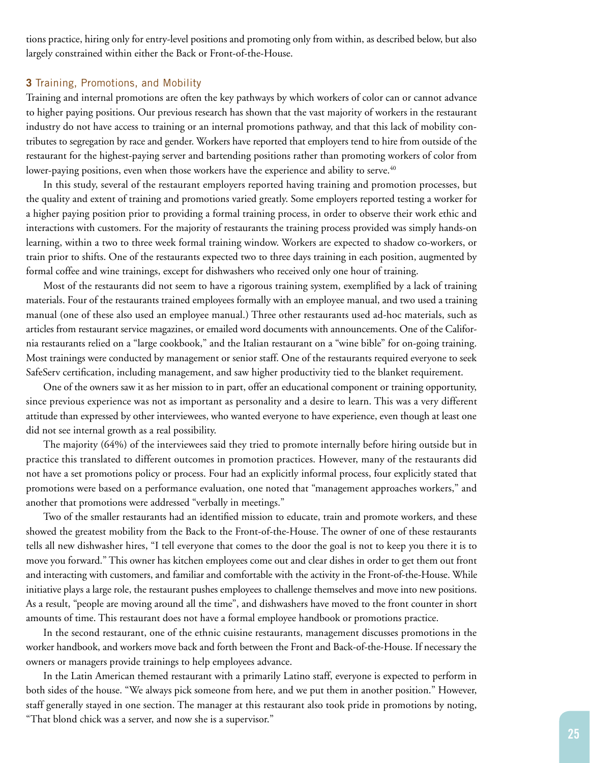tions practice, hiring only for entry-level positions and promoting only from within, as described below, but also largely constrained within either the Back or Front-of-the-House.

### 3 Training, Promotions, and Mobility

Training and internal promotions are often the key pathways by which workers of color can or cannot advance to higher paying positions. Our previous research has shown that the vast majority of workers in the restaurant industry do not have access to training or an internal promotions pathway, and that this lack of mobility contributes to segregation by race and gender. Workers have reported that employers tend to hire from outside of the restaurant for the highest-paying server and bartending positions rather than promoting workers of color from lower-paying positions, even when those workers have the experience and ability to serve.[40]

In this study, several of the restaurant employers reported having training and promotion processes, but the quality and extent of training and promotions varied greatly. Some employers reported testing a worker for a higher paying position prior to providing a formal training process, in order to observe their work ethic and interactions with customers. For the majority of restaurants the training process provided was simply hands-on learning, within a two to three week formal training window. Workers are expected to shadow co-workers, or train prior to shifts. One of the restaurants expected two to three days training in each position, augmented by formal coffee and wine trainings, except for dishwashers who received only one hour of training.

Most of the restaurants did not seem to have a rigorous training system, exemplified by a lack of training materials. Four of the restaurants trained employees formally with an employee manual, and two used a training manual (one of these also used an employee manual.) Three other restaurants used ad-hoc materials, such as articles from restaurant service magazines, or emailed word documents with announcements. One of the California restaurants relied on a "large cookbook," and the Italian restaurant on a "wine bible" for on-going training. Most trainings were conducted by management or senior staff. One of the restaurants required everyone to seek SafeServ certification, including management, and saw higher productivity tied to the blanket requirement.

One of the owners saw it as her mission to in part, offer an educational component or training opportunity, since previous experience was not as important as personality and a desire to learn. This was a very different attitude than expressed by other interviewees, who wanted everyone to have experience, even though at least one did not see internal growth as a real possibility.

The majority (64%) of the interviewees said they tried to promote internally before hiring outside but in practice this translated to different outcomes in promotion practices. However, many of the restaurants did not have a set promotions policy or process. Four had an explicitly informal process, four explicitly stated that promotions were based on a performance evaluation, one noted that "management approaches workers," and another that promotions were addressed "verbally in meetings."

Two of the smaller restaurants had an identified mission to educate, train and promote workers, and these showed the greatest mobility from the Back to the Front-of-the-House. The owner of one of these restaurants tells all new dishwasher hires, "I tell everyone that comes to the door the goal is not to keep you there it is to move you forward." This owner has kitchen employees come out and clear dishes in order to get them out front and interacting with customers, and familiar and comfortable with the activity in the Front-of-the-House. While initiative plays a large role, the restaurant pushes employees to challenge themselves and move into new positions. As a result, "people are moving around all the time", and dishwashers have moved to the front counter in short amounts of time. This restaurant does not have a formal employee handbook or promotions practice.

In the second restaurant, one of the ethnic cuisine restaurants, management discusses promotions in the worker handbook, and workers move back and forth between the Front and Back-of-the-House. If necessary the owners or managers provide trainings to help employees advance.

In the Latin American themed restaurant with a primarily Latino staff, everyone is expected to perform in both sides of the house. "We always pick someone from here, and we put them in another position." However, staff generally stayed in one section. The manager at this restaurant also took pride in promotions by noting, "That blond chick was a server, and now she is a supervisor."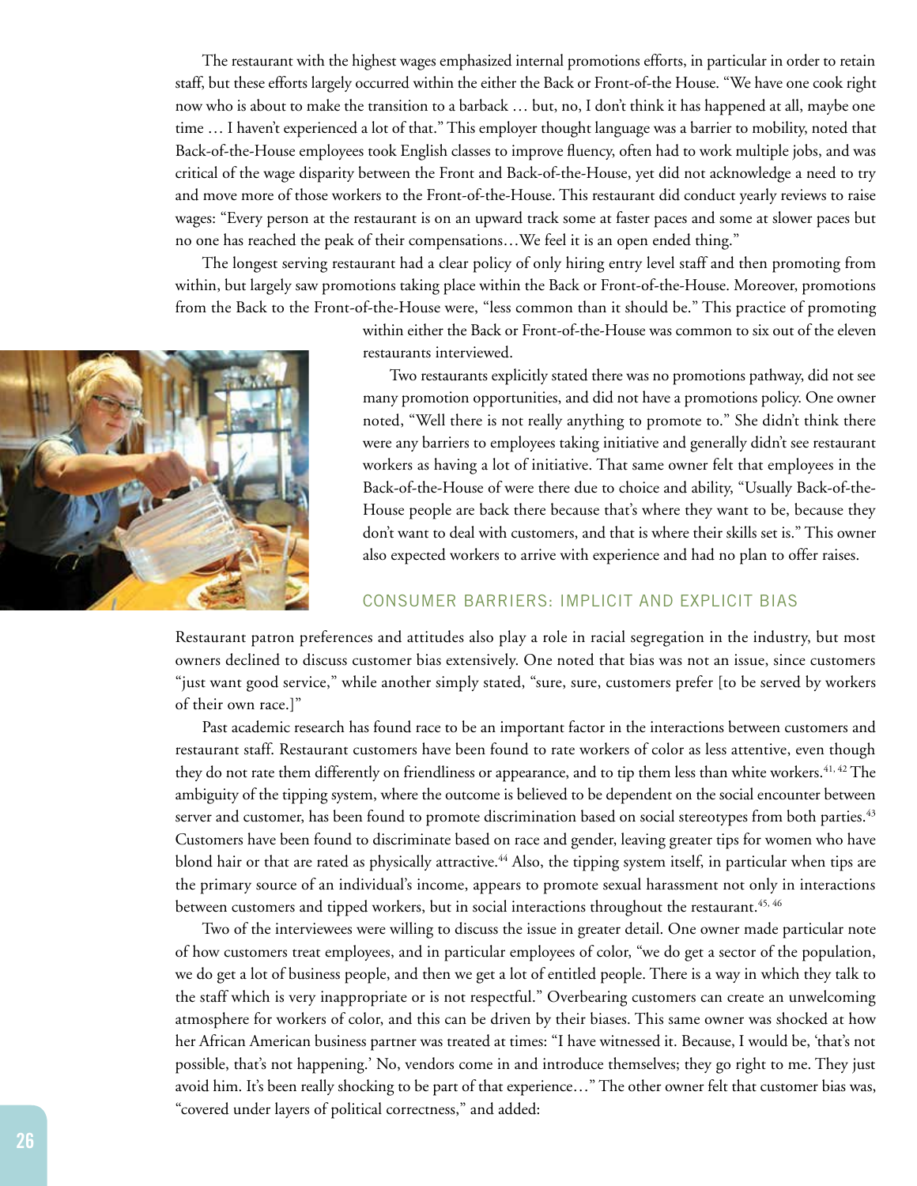The restaurant with the highest wages emphasized internal promotions efforts, in particular in order to retain staff, but these efforts largely occurred within the either the Back or Front-of-the House. "We have one cook right now who is about to make the transition to a barback … but, no, I don't think it has happened at all, maybe one time … I haven't experienced a lot of that." This employer thought language was a barrier to mobility, noted that Back-of-the-House employees took English classes to improve fluency, often had to work multiple jobs, and was critical of the wage disparity between the Front and Back-of-the-House, yet did not acknowledge a need to try and move more of those workers to the Front-of-the-House. This restaurant did conduct yearly reviews to raise wages: "Every person at the restaurant is on an upward track some at faster paces and some at slower paces but no one has reached the peak of their compensations…We feel it is an open ended thing."

The longest serving restaurant had a clear policy of only hiring entry level staff and then promoting from within, but largely saw promotions taking place within the Back or Front-of-the-House. Moreover, promotions from the Back to the Front-of-the-House were, "less common than it should be." This practice of promoting within either the Back or Front-of-the-House was common to six out of the eleven restaurants interviewed.

Two restaurants explicitly stated there was no promotions pathway, did not see many promotion opportunities, and did not have a promotions policy. One owner noted, "Well there is not really anything to promote to." She didn't think there were any barriers to employees taking initiative and generally didn't see restaurant workers as having a lot of initiative. That same owner felt that employees in the Back-of-the-House of were there due to choice and ability, "Usually Back-of-the-House people are back there because that's where they want to be, because they don't want to deal with customers, and that is where their skills set is." This owner also expected workers to arrive with experience and had no plan to offer raises.

## CONSUMER BARRIERS: IMPLICIT AND EXPLICIT BIAS

Restaurant patron preferences and attitudes also play a role in racial segregation in the industry, but most owners declined to discuss customer bias extensively. One noted that bias was not an issue, since customers "just want good service," while another simply stated, "sure, sure, customers prefer [to be served by workers of their own race.]"

Past academic research has found race to be an important factor in the interactions between customers and restaurant staff. Restaurant customers have been found to rate workers of color as less attentive, even though they do not rate them differently on friendliness or appearance, and to tip them less than white workers.[41, 42] The ambiguity of the tipping system, where the outcome is believed to be dependent on the social encounter between server and customer, has been found to promote discrimination based on social stereotypes from both parties.[43] Customers have been found to discriminate based on race and gender, leaving greater tips for women who have blond hair or that are rated as physically attractive.[44] Also, the tipping system itself, in particular when tips are the primary source of an individual's income, appears to promote sexual harassment not only in interactions between customers and tipped workers, but in social interactions throughout the restaurant.[45, 46]

Two of the interviewees were willing to discuss the issue in greater detail. One owner made particular note of how customers treat employees, and in particular employees of color, "we do get a sector of the population, we do get a lot of business people, and then we get a lot of entitled people. There is a way in which they talk to the staff which is very inappropriate or is not respectful." Overbearing customers can create an unwelcoming atmosphere for workers of color, and this can be driven by their biases. This same owner was shocked at how her African American business partner was treated at times: "I have witnessed it. Because, I would be, 'that's not possible, that's not happening.' No, vendors come in and introduce themselves; they go right to me. They just avoid him. It's been really shocking to be part of that experience…" The other owner felt that customer bias was, "covered under layers of political correctness," and added: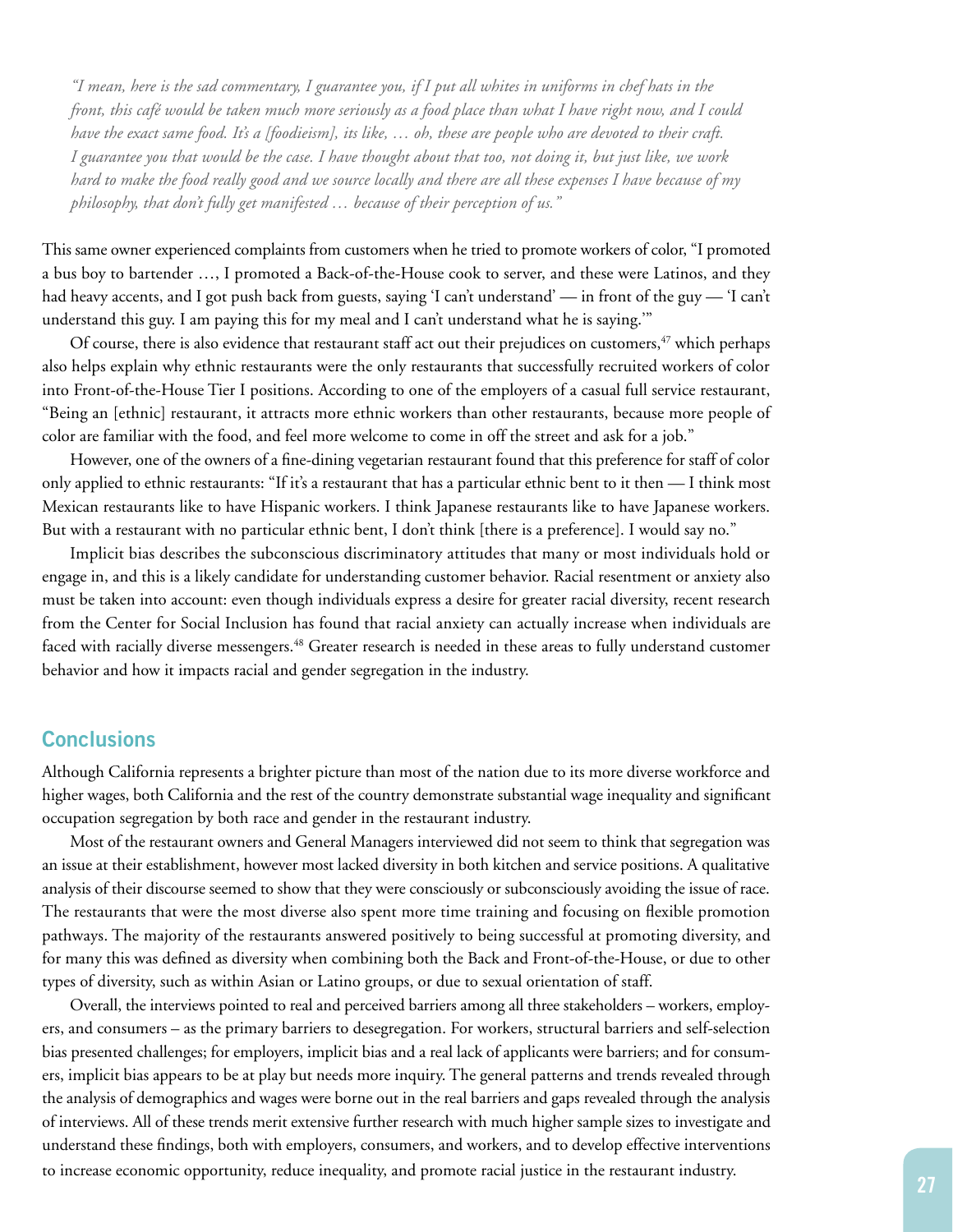*"I mean, here is the sad commentary, I guarantee you, if I put all whites in uniforms in chef hats in the front, this café would be taken much more seriously as a food place than what I have right now, and I could have the exact same food. It's a [foodieism], its like, … oh, these are people who are devoted to their craft. I guarantee you that would be the case. I have thought about that too, not doing it, but just like, we work hard to make the food really good and we source locally and there are all these expenses I have because of my philosophy, that don't fully get manifested … because of their perception of us."*

This same owner experienced complaints from customers when he tried to promote workers of color, "I promoted a bus boy to bartender …, I promoted a Back-of-the-House cook to server, and these were Latinos, and they had heavy accents, and I got push back from guests, saying 'I can't understand' — in front of the guy — 'I can't understand this guy. I am paying this for my meal and I can't understand what he is saying.'"

Of course, there is also evidence that restaurant staff act out their prejudices on customers,[47] which perhaps also helps explain why ethnic restaurants were the only restaurants that successfully recruited workers of color into Front-of-the-House Tier I positions. According to one of the employers of a casual full service restaurant, "Being an [ethnic] restaurant, it attracts more ethnic workers than other restaurants, because more people of color are familiar with the food, and feel more welcome to come in off the street and ask for a job."

However, one of the owners of a fine-dining vegetarian restaurant found that this preference for staff of color only applied to ethnic restaurants: "If it's a restaurant that has a particular ethnic bent to it then — I think most Mexican restaurants like to have Hispanic workers. I think Japanese restaurants like to have Japanese workers. But with a restaurant with no particular ethnic bent, I don't think [there is a preference]. I would say no."

Implicit bias describes the subconscious discriminatory attitudes that many or most individuals hold or engage in, and this is a likely candidate for understanding customer behavior. Racial resentment or anxiety also must be taken into account: even though individuals express a desire for greater racial diversity, recent research from the Center for Social Inclusion has found that racial anxiety can actually increase when individuals are faced with racially diverse messengers.[48] Greater research is needed in these areas to fully understand customer behavior and how it impacts racial and gender segregation in the industry.

## Conclusions

Although California represents a brighter picture than most of the nation due to its more diverse workforce and higher wages, both California and the rest of the country demonstrate substantial wage inequality and significant occupation segregation by both race and gender in the restaurant industry.

Most of the restaurant owners and General Managers interviewed did not seem to think that segregation was an issue at their establishment, however most lacked diversity in both kitchen and service positions. A qualitative analysis of their discourse seemed to show that they were consciously or subconsciously avoiding the issue of race. The restaurants that were the most diverse also spent more time training and focusing on flexible promotion pathways. The majority of the restaurants answered positively to being successful at promoting diversity, and for many this was defined as diversity when combining both the Back and Front-of-the-House, or due to other types of diversity, such as within Asian or Latino groups, or due to sexual orientation of staff.

Overall, the interviews pointed to real and perceived barriers among all three stakeholders – workers, employers, and consumers – as the primary barriers to desegregation. For workers, structural barriers and self-selection bias presented challenges; for employers, implicit bias and a real lack of applicants were barriers; and for consumers, implicit bias appears to be at play but needs more inquiry. The general patterns and trends revealed through the analysis of demographics and wages were borne out in the real barriers and gaps revealed through the analysis of interviews. All of these trends merit extensive further research with much higher sample sizes to investigate and understand these findings, both with employers, consumers, and workers, and to develop effective interventions to increase economic opportunity, reduce inequality, and promote racial justice in the restaurant industry.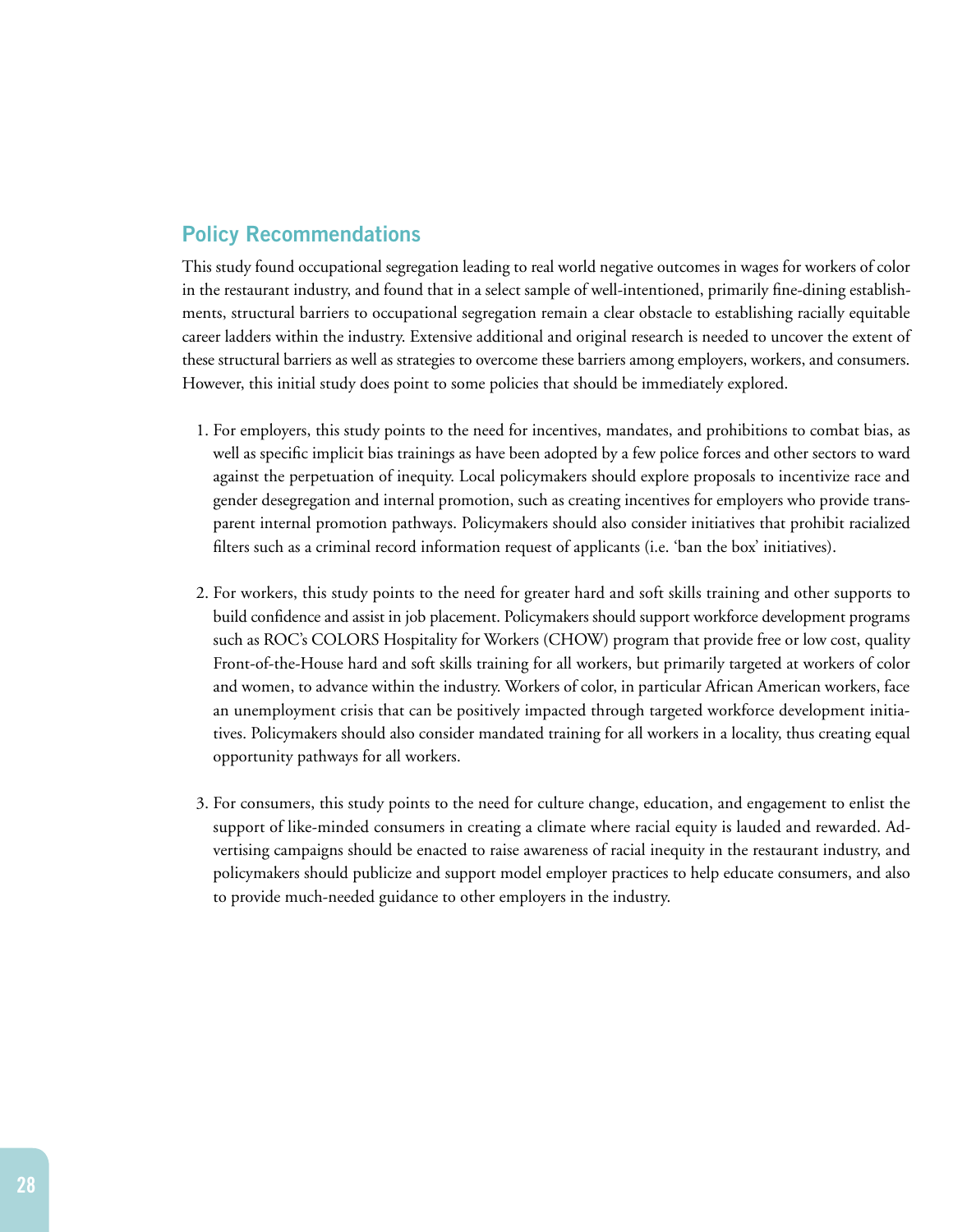## Policy Recommendations

This study found occupational segregation leading to real world negative outcomes in wages for workers of color in the restaurant industry, and found that in a select sample of well-intentioned, primarily fine-dining establishments, structural barriers to occupational segregation remain a clear obstacle to establishing racially equitable career ladders within the industry. Extensive additional and original research is needed to uncover the extent of these structural barriers as well as strategies to overcome these barriers among employers, workers, and consumers. However, this initial study does point to some policies that should be immediately explored.

1. For employers, this study points to the need for incentives, mandates, and prohibitions to combat bias, as well as specific implicit bias trainings as have been adopted by a few police forces and other sectors to ward against the perpetuation of inequity. Local policymakers should explore proposals to incentivize race and gender desegregation and internal promotion, such as creating incentives for employers who provide transparent internal promotion pathways. Policymakers should also consider initiatives that prohibit racialized filters such as a criminal record information request of applicants (i.e. 'ban the box' initiatives).

2. For workers, this study points to the need for greater hard and soft skills training and other supports to build confidence and assist in job placement. Policymakers should support workforce development programs such as ROC's COLORS Hospitality for Workers (CHOW) program that provide free or low cost, quality Front-of-the-House hard and soft skills training for all workers, but primarily targeted at workers of color and women, to advance within the industry. Workers of color, in particular African American workers, face an unemployment crisis that can be positively impacted through targeted workforce development initiatives. Policymakers should also consider mandated training for all workers in a locality, thus creating equal opportunity pathways for all workers.

3. For consumers, this study points to the need for culture change, education, and engagement to enlist the support of like-minded consumers in creating a climate where racial equity is lauded and rewarded. Advertising campaigns should be enacted to raise awareness of racial inequity in the restaurant industry, and policymakers should publicize and support model employer practices to help educate consumers, and also to provide much-needed guidance to other employers in the industry.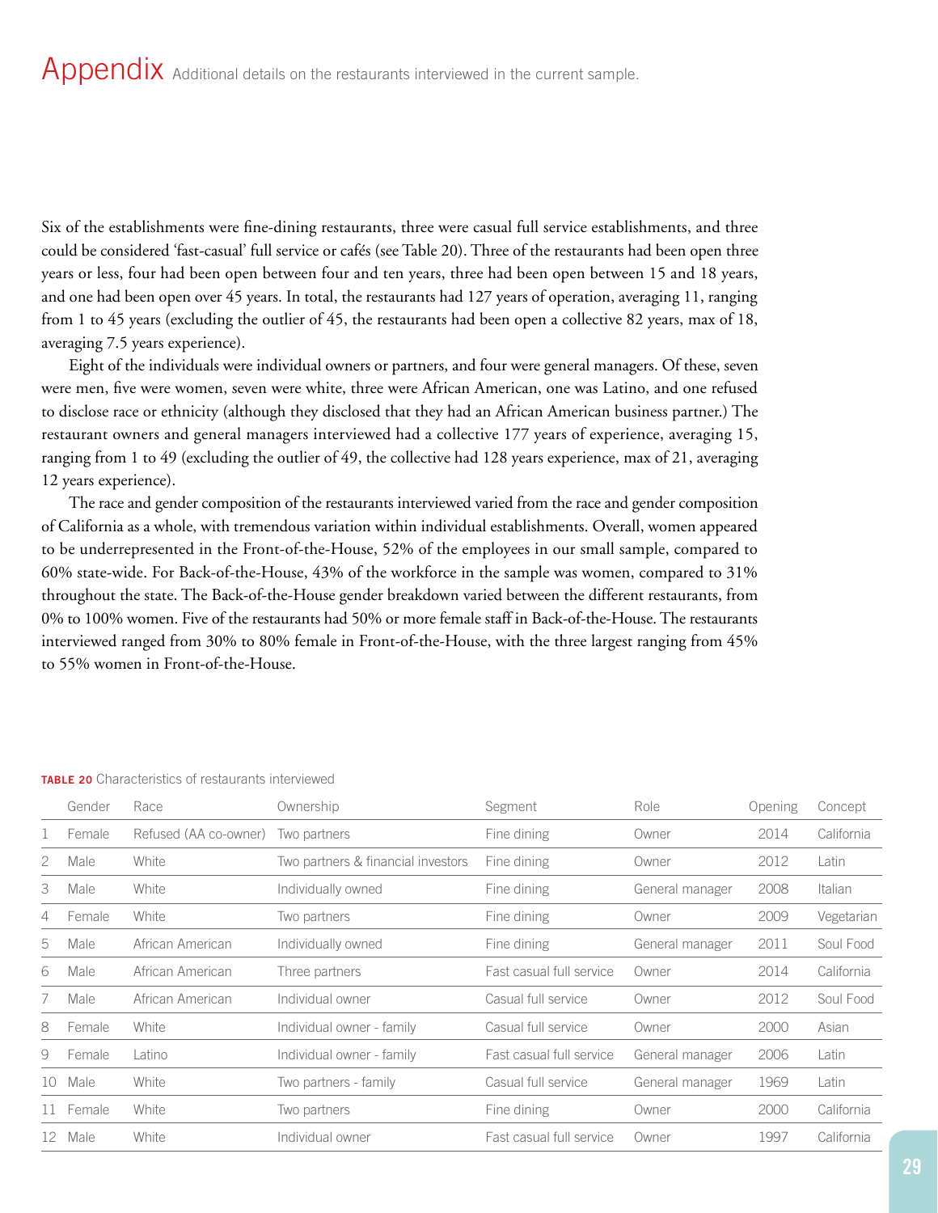# Appendix

Additional details on the restaurants interviewed in the current sample.

Six of the establishments were fine-dining restaurants, three were casual full service establishments, and three could be considered 'fast-casual' full service or cafés (see Table 20). Three of the restaurants had been open three years or less, four had been open between four and ten years, three had been open between 15 and 18 years, and one had been open over 45 years. In total, the restaurants had 127 years of operation, averaging 11, ranging from 1 to 45 years (excluding the outlier of 45, the restaurants had been open a collective 82 years, max of 18, averaging 7.5 years experience).

Eight of the individuals were individual owners or partners, and four were general managers. Of these, seven were men, five were women, seven were white, three were African American, one was Latino, and one refused to disclose race or ethnicity (although they disclosed that they had an African American business partner.) The restaurant owners and general managers interviewed had a collective 177 years of experience, averaging 15, ranging from 1 to 49 (excluding the outlier of 49, the collective had 128 years experience, max of 21, averaging 12 years experience).

The race and gender composition of the restaurants interviewed varied from the race and gender composition of California as a whole, with tremendous variation within individual establishments. Overall, women appeared to be underrepresented in the Front-of-the-House, 52% of the employees in our small sample, compared to 60% state-wide. For Back-of-the-House, 43% of the workforce in the sample was women, compared to 31% throughout the state. The Back-of-the-House gender breakdown varied between the different restaurants, from 0% to 100% women. Five of the restaurants had 50% or more female staff in Back-of-the-House. The restaurants interviewed ranged from 30% to 80% female in Front-of-the-House, with the three largest ranging from 45% to 55% women in Front-of-the-House.

**TABLE 20** Characteristics of restaurants interviewed

| | Gender | Race | Ownership | Segment | Role | Opening | Concept |
|---|---|---|---|---|---|---|---|
| 1 | Female | Refused (AA co-owner) | Two partners | Fine dining | Owner | 2014 | California |
| 2 | Male | White | Two partners & financial investors | Fine dining | Owner | 2012 | Latin |
| 3 | Male | White | Individually owned | Fine dining | General manager | 2008 | Italian |
| 4 | Female | White | Two partners | Fine dining | Owner | 2009 | Vegetarian |
| 5 | Male | African American | Individually owned | Fine dining | General manager | 2011 | Soul Food |
| 6 | Male | African American | Three partners | Fast casual full service | Owner | 2014 | California |
| 7 | Male | African American | Individual owner | Casual full service | Owner | 2012 | Soul Food |
| 8 | Female | White | Individual owner - family | Casual full service | Owner | 2000 | Asian |
| 9 | Female | Latino | Individual owner - family | Fast casual full service | General manager | 2006 | Latin |
| 10 | Male | White | Two partners - family | Casual full service | General manager | 1969 | Latin |
| 11 | Female | White | Two partners | Fine dining | Owner | 2000 | California |
| 12 | Male | White | Individual owner | Fast casual full service | Owner | 1997 | California |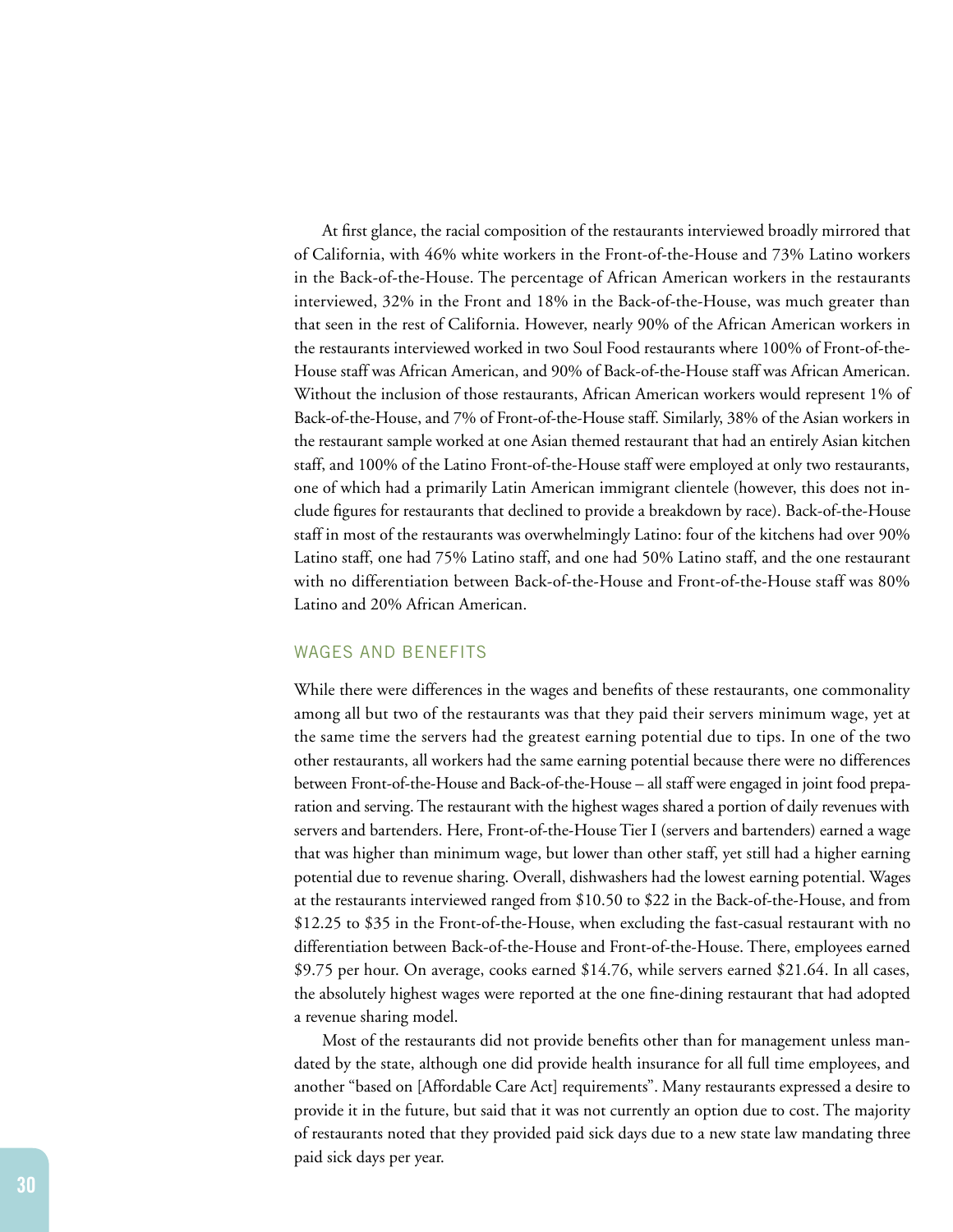At first glance, the racial composition of the restaurants interviewed broadly mirrored that of California, with 46% white workers in the Front-of-the-House and 73% Latino workers in the Back-of-the-House. The percentage of African American workers in the restaurants interviewed, 32% in the Front and 18% in the Back-of-the-House, was much greater than that seen in the rest of California. However, nearly 90% of the African American workers in the restaurants interviewed worked in two Soul Food restaurants where 100% of Front-of-the-House staff was African American, and 90% of Back-of-the-House staff was African American. Without the inclusion of those restaurants, African American workers would represent 1% of Back-of-the-House, and 7% of Front-of-the-House staff. Similarly, 38% of the Asian workers in the restaurant sample worked at one Asian themed restaurant that had an entirely Asian kitchen staff, and 100% of the Latino Front-of-the-House staff were employed at only two restaurants, one of which had a primarily Latin American immigrant clientele (however, this does not include figures for restaurants that declined to provide a breakdown by race). Back-of-the-House staff in most of the restaurants was overwhelmingly Latino: four of the kitchens had over 90% Latino staff, one had 75% Latino staff, and one had 50% Latino staff, and the one restaurant with no differentiation between Back-of-the-House and Front-of-the-House staff was 80% Latino and 20% African American.

## WAGES AND BENEFITS

While there were differences in the wages and benefits of these restaurants, one commonality among all but two of the restaurants was that they paid their servers minimum wage, yet at the same time the servers had the greatest earning potential due to tips. In one of the two other restaurants, all workers had the same earning potential because there were no differences between Front-of-the-House and Back-of-the-House – all staff were engaged in joint food preparation and serving. The restaurant with the highest wages shared a portion of daily revenues with servers and bartenders. Here, Front-of-the-House Tier I (servers and bartenders) earned a wage that was higher than minimum wage, but lower than other staff, yet still had a higher earning potential due to revenue sharing. Overall, dishwashers had the lowest earning potential. Wages at the restaurants interviewed ranged from $10.50 to $22 in the Back-of-the-House, and from $12.25 to $35 in the Front-of-the-House, when excluding the fast-casual restaurant with no differentiation between Back-of-the-House and Front-of-the-House. There, employees earned $9.75 per hour. On average, cooks earned $14.76, while servers earned $21.64. In all cases, the absolutely highest wages were reported at the one fine-dining restaurant that had adopted a revenue sharing model.

Most of the restaurants did not provide benefits other than for management unless mandated by the state, although one did provide health insurance for all full time employees, and another "based on [Affordable Care Act] requirements". Many restaurants expressed a desire to provide it in the future, but said that it was not currently an option due to cost. The majority of restaurants noted that they provided paid sick days due to a new state law mandating three paid sick days per year.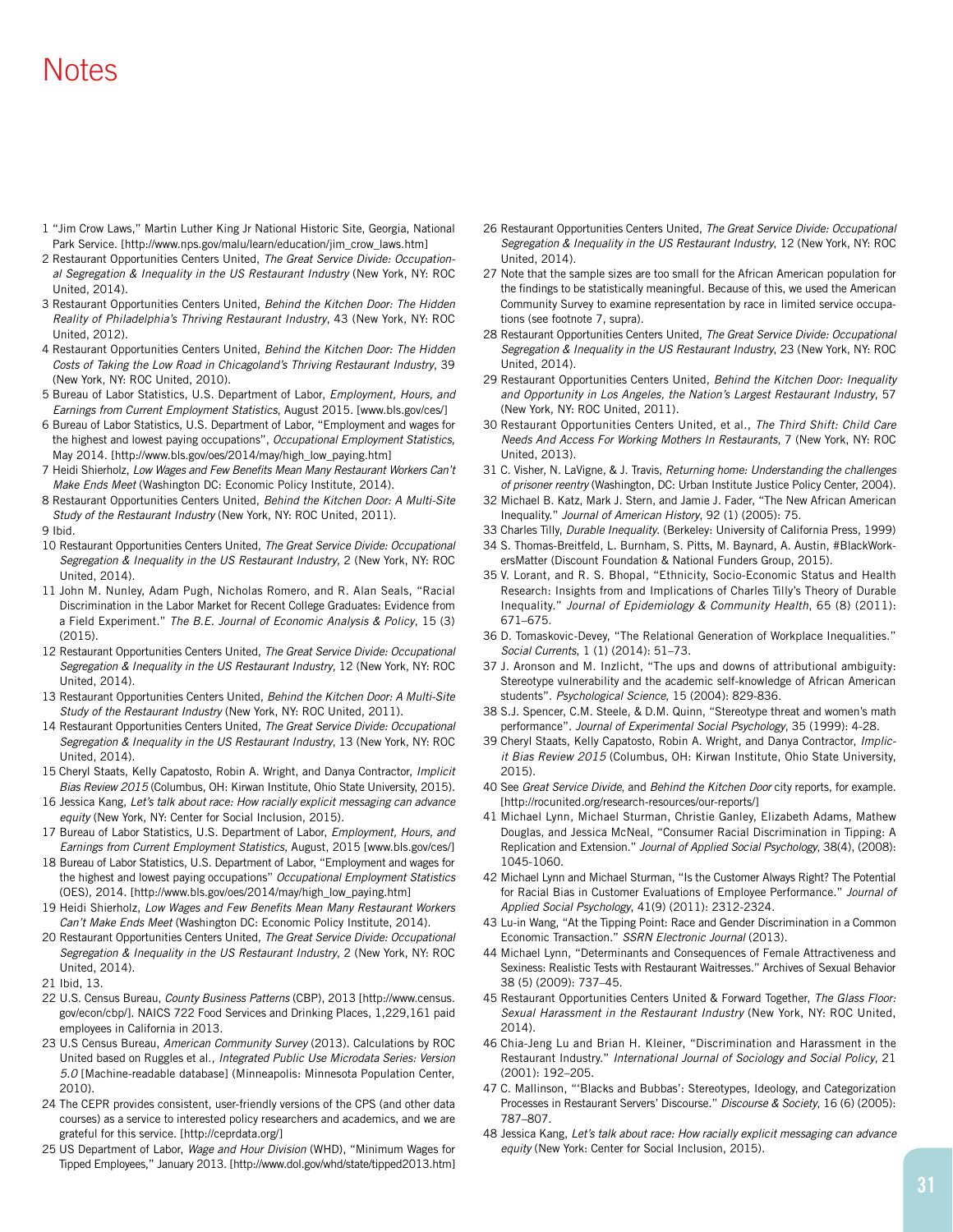# Notes

1. "Jim Crow Laws," Martin Luther King Jr National Historic Site, Georgia, National Park Service. [http://www.nps.gov/malu/learn/education/jim_crow_laws.htm]
2. Restaurant Opportunities Centers United, *The Great Service Divide: Occupational Segregation & Inequality in the US Restaurant Industry* (New York, NY: ROC United, 2014).
3. Restaurant Opportunities Centers United, *Behind the Kitchen Door: The Hidden Reality of Philadelphia's Thriving Restaurant Industry*, 43 (New York, NY: ROC United, 2012).
4. Restaurant Opportunities Centers United, *Behind the Kitchen Door: The Hidden Costs of Taking the Low Road in Chicagoland's Thriving Restaurant Industry*, 39 (New York, NY: ROC United, 2010).
5. Bureau of Labor Statistics, U.S. Department of Labor, *Employment, Hours, and Earnings from Current Employment Statistics*, August 2015. [www.bls.gov/ces/]
6. Bureau of Labor Statistics, U.S. Department of Labor, "Employment and wages for the highest and lowest paying occupations", *Occupational Employment Statistics*, May 2014. [http://www.bls.gov/oes/2014/may/high_low_paying.htm]
7. Heidi Shierholz, *Low Wages and Few Benefits Mean Many Restaurant Workers Can't Make Ends Meet* (Washington DC: Economic Policy Institute, 2014).
8. Restaurant Opportunities Centers United, *Behind the Kitchen Door: A Multi-Site Study of the Restaurant Industry* (New York, NY: ROC United, 2011).
9. Ibid.
10. Restaurant Opportunities Centers United, *The Great Service Divide: Occupational Segregation & Inequality in the US Restaurant Industry*, 2 (New York, NY: ROC United, 2014).
11. John M. Nunley, Adam Pugh, Nicholas Romero, and R. Alan Seals, "Racial Discrimination in the Labor Market for Recent College Graduates: Evidence from a Field Experiment." *The B.E. Journal of Economic Analysis & Policy*, 15 (3) (2015).
12. Restaurant Opportunities Centers United, *The Great Service Divide: Occupational Segregation & Inequality in the US Restaurant Industry*, 12 (New York, NY: ROC United, 2014).
13. Restaurant Opportunities Centers United, *Behind the Kitchen Door: A Multi-Site Study of the Restaurant Industry* (New York, NY: ROC United, 2011).
14. Restaurant Opportunities Centers United, *The Great Service Divide: Occupational Segregation & Inequality in the US Restaurant Industry*, 13 (New York, NY: ROC United, 2014).
15. Cheryl Staats, Kelly Capatosto, Robin A. Wright, and Danya Contractor, *Implicit Bias Review 2015* (Columbus, OH: Kirwan Institute, Ohio State University, 2015).
16. Jessica Kang, *Let's talk about race: How racially explicit messaging can advance equity* (New York, NY: Center for Social Inclusion, 2015).
17. Bureau of Labor Statistics, U.S. Department of Labor, *Employment, Hours, and Earnings from Current Employment Statistics*, August, 2015 [www.bls.gov/ces/]
18. Bureau of Labor Statistics, U.S. Department of Labor, "Employment and wages for the highest and lowest paying occupations" *Occupational Employment Statistics* (OES), 2014. [http://www.bls.gov/oes/2014/may/high_low_paying.htm]
19. Heidi Shierholz, *Low Wages and Few Benefits Mean Many Restaurant Workers Can't Make Ends Meet* (Washington DC: Economic Policy Institute, 2014).
20. Restaurant Opportunities Centers United, *The Great Service Divide: Occupational Segregation & Inequality in the US Restaurant Industry*, 2 (New York, NY: ROC United, 2014).
21. Ibid, 13.
22. U.S. Census Bureau, *County Business Patterns* (CBP), 2013 [http://www.census.gov/econ/cbp/]. NAICS 722 Food Services and Drinking Places, 1,229,161 paid employees in California in 2013.
23. U.S Census Bureau, *American Community Survey* (2013). Calculations by ROC United based on Ruggles et al., *Integrated Public Use Microdata Series: Version 5.0* [Machine-readable database] (Minneapolis: Minnesota Population Center, 2010).
24. The CEPR provides consistent, user-friendly versions of the CPS (and other data courses) as a service to interested policy researchers and academics, and we are grateful for this service. [http://ceprdata.org/]
25. US Department of Labor, *Wage and Hour Division* (WHD), "Minimum Wages for Tipped Employees," January 2013. [http://www.dol.gov/whd/state/tipped2013.htm]
26. Restaurant Opportunities Centers United, *The Great Service Divide: Occupational Segregation & Inequality in the US Restaurant Industry*, 12 (New York, NY: ROC United, 2014).
27. Note that the sample sizes are too small for the African American population for the findings to be statistically meaningful. Because of this, we used the American Community Survey to examine representation by race in limited service occupations (see footnote 7, supra).
28. Restaurant Opportunities Centers United, *The Great Service Divide: Occupational Segregation & Inequality in the US Restaurant Industry*, 23 (New York, NY: ROC United, 2014).
29. Restaurant Opportunities Centers United, *Behind the Kitchen Door: Inequality and Opportunity in Los Angeles, the Nation's Largest Restaurant Industry*, 57 (New York, NY: ROC United, 2011).
30. Restaurant Opportunities Centers United, et al., *The Third Shift: Child Care Needs And Access For Working Mothers In Restaurants*, 7 (New York, NY: ROC United, 2013).
31. C. Visher, N. LaVigne, & J. Travis, *Returning home: Understanding the challenges of prisoner reentry* (Washington, DC: Urban Institute Justice Policy Center, 2004).
32. Michael B. Katz, Mark J. Stern, and Jamie J. Fader, "The New African American Inequality." *Journal of American History*, 92 (1) (2005): 75.
33. Charles Tilly, *Durable Inequality*. (Berkeley: University of California Press, 1999)
34. S. Thomas-Breitfeld, L. Burnham, S. Pitts, M. Baynard, A. Austin, #BlackWorkersMatter (Discount Foundation & National Funders Group, 2015).
35. V. Lorant, and R. S. Bhopal, "Ethnicity, Socio-Economic Status and Health Research: Insights from and Implications of Charles Tilly's Theory of Durable Inequality." *Journal of Epidemiology & Community Health*, 65 (8) (2011): 671–675.
36. D. Tomaskovic-Devey, "The Relational Generation of Workplace Inequalities." *Social Currents*, 1 (1) (2014): 51–73.
37. J. Aronson and M. Inzlicht, "The ups and downs of attributional ambiguity: Stereotype vulnerability and the academic self-knowledge of African American students". *Psychological Science*, 15 (2004): 829-836.
38. S.J. Spencer, C.M. Steele, & D.M. Quinn, "Stereotype threat and women's math performance". *Journal of Experimental Social Psychology*, 35 (1999): 4-28.
39. Cheryl Staats, Kelly Capatosto, Robin A. Wright, and Danya Contractor, *Implicit Bias Review 2015* (Columbus, OH: Kirwan Institute, Ohio State University, 2015).
40. See *Great Service Divide*, and *Behind the Kitchen Door* city reports, for example. [http://rocunited.org/research-resources/our-reports/]
41. Michael Lynn, Michael Sturman, Christie Ganley, Elizabeth Adams, Mathew Douglas, and Jessica McNeal, "Consumer Racial Discrimination in Tipping: A Replication and Extension." *Journal of Applied Social Psychology*, 38(4), (2008): 1045-1060.
42. Michael Lynn and Michael Sturman, "Is the Customer Always Right? The Potential for Racial Bias in Customer Evaluations of Employee Performance." *Journal of Applied Social Psychology*, 41(9) (2011): 2312-2324.
43. Lu-in Wang, "At the Tipping Point: Race and Gender Discrimination in a Common Economic Transaction." *SSRN Electronic Journal* (2013).
44. Michael Lynn, "Determinants and Consequences of Female Attractiveness and Sexiness: Realistic Tests with Restaurant Waitresses." Archives of Sexual Behavior 38 (5) (2009): 737–45.
45. Restaurant Opportunities Centers United & Forward Together, *The Glass Floor: Sexual Harassment in the Restaurant Industry* (New York, NY: ROC United, 2014).
46. Chia-Jeng Lu and Brian H. Kleiner, "Discrimination and Harassment in the Restaurant Industry." *International Journal of Sociology and Social Policy*, 21 (2001): 192–205.
47. C. Mallinson, "'Blacks and Bubbas': Stereotypes, Ideology, and Categorization Processes in Restaurant Servers' Discourse." *Discourse & Society*, 16 (6) (2005): 787–807.
48. Jessica Kang, *Let's talk about race: How racially explicit messaging can advance equity* (New York: Center for Social Inclusion, 2015).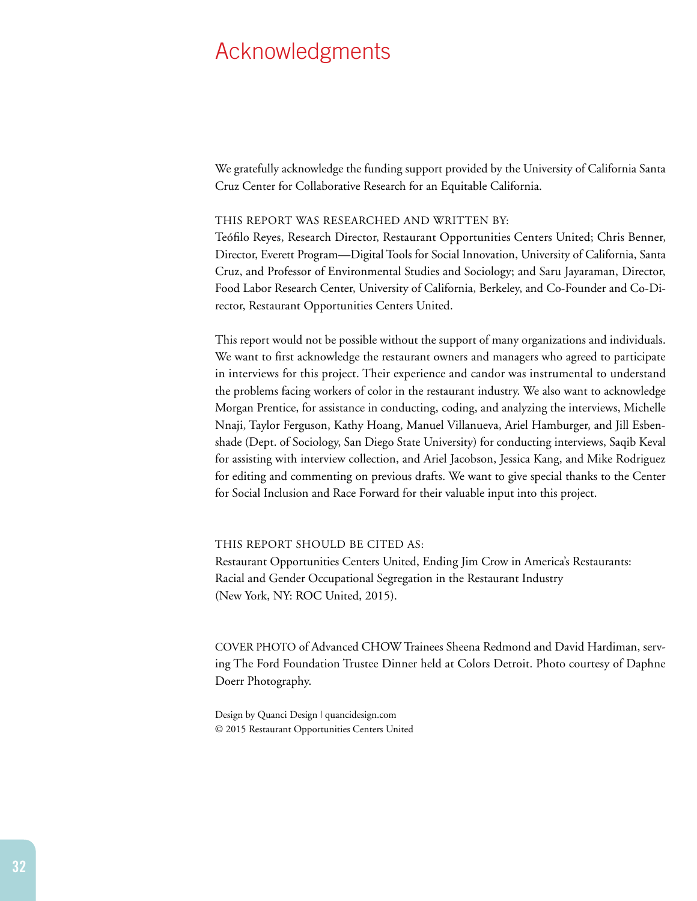# Acknowledgments

We gratefully acknowledge the funding support provided by the University of California Santa Cruz Center for Collaborative Research for an Equitable California.

THIS REPORT WAS RESEARCHED AND WRITTEN BY:
Teófilo Reyes, Research Director, Restaurant Opportunities Centers United; Chris Benner, Director, Everett Program—Digital Tools for Social Innovation, University of California, Santa Cruz, and Professor of Environmental Studies and Sociology; and Saru Jayaraman, Director, Food Labor Research Center, University of California, Berkeley, and Co-Founder and Co-Director, Restaurant Opportunities Centers United.

This report would not be possible without the support of many organizations and individuals. We want to first acknowledge the restaurant owners and managers who agreed to participate in interviews for this project. Their experience and candor was instrumental to understand the problems facing workers of color in the restaurant industry. We also want to acknowledge Morgan Prentice, for assistance in conducting, coding, and analyzing the interviews, Michelle Nnaji, Taylor Ferguson, Kathy Hoang, Manuel Villanueva, Ariel Hamburger, and Jill Esbenshade (Dept. of Sociology, San Diego State University) for conducting interviews, Saqib Keval for assisting with interview collection, and Ariel Jacobson, Jessica Kang, and Mike Rodriguez for editing and commenting on previous drafts. We want to give special thanks to the Center for Social Inclusion and Race Forward for their valuable input into this project.

THIS REPORT SHOULD BE CITED AS:
Restaurant Opportunities Centers United, Ending Jim Crow in America's Restaurants: Racial and Gender Occupational Segregation in the Restaurant Industry (New York, NY: ROC United, 2015).

COVER PHOTO of Advanced CHOW Trainees Sheena Redmond and David Hardiman, serving The Ford Foundation Trustee Dinner held at Colors Detroit. Photo courtesy of Daphne Doerr Photography.

Design by Quanci Design | quancidesign.com
© 2015 Restaurant Opportunities Centers United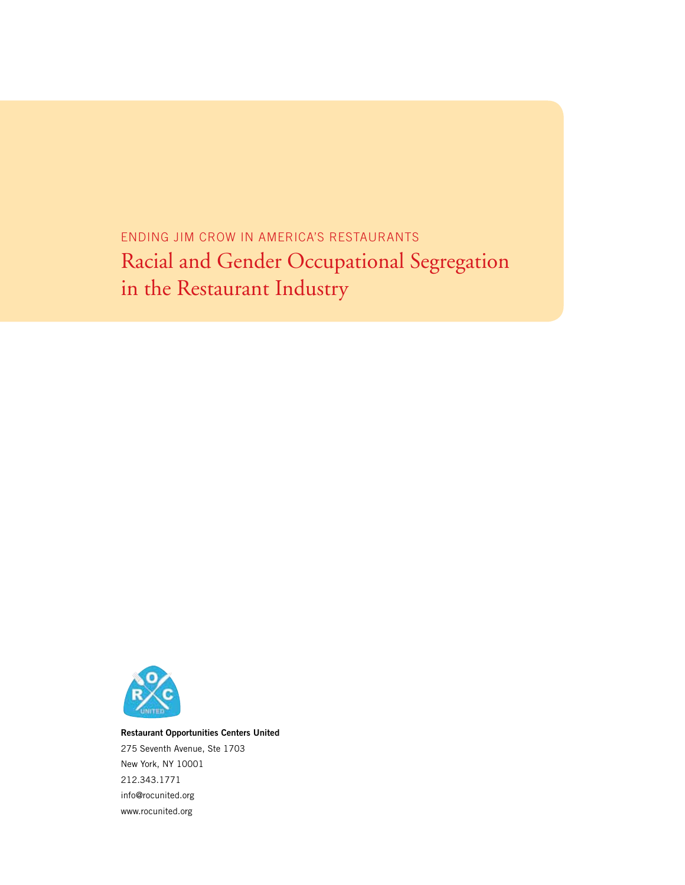ENDING JIM CROW IN AMERICA'S RESTAURANTS

# Racial and Gender Occupational Segregation in the Restaurant Industry

**Restaurant Opportunities Centers United**
275 Seventh Avenue, Ste 1703
New York, NY 10001
212.343.1771
info@rocunited.org
www.rocunited.org